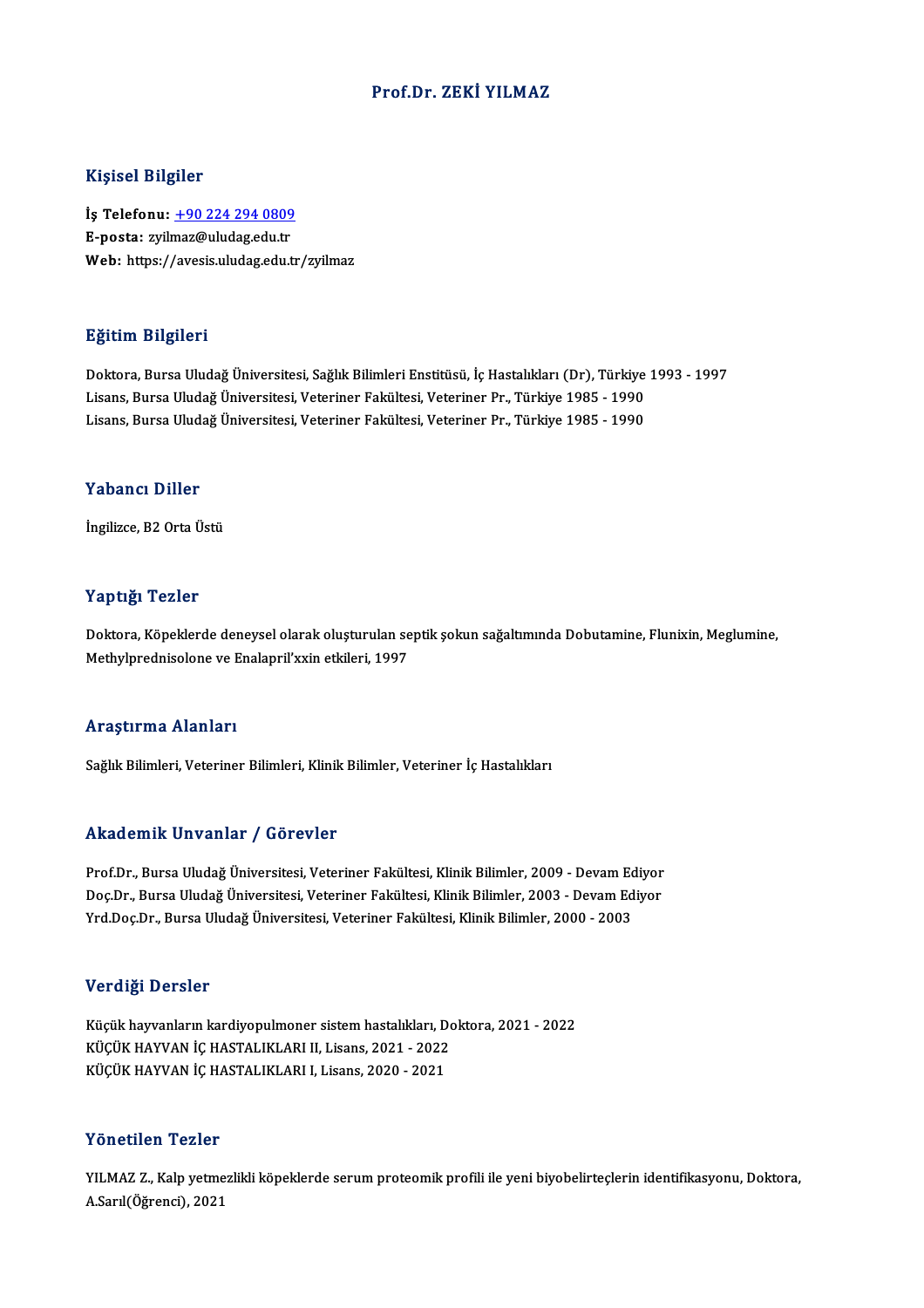# Prof.Dr. ZEKİ YILMAZ

## Kişisel Bilgiler

**İş Telefonu:** +90 224 294 0809
**E-posta:** zyilmaz@uludag.edu.tr
**Web:** https://avesis.uludag.edu.tr/zyilmaz

## Eğitim Bilgileri

Doktora, Bursa Uludağ Üniversitesi, Sağlık Bilimleri Enstitüsü, İç Hastalıkları (Dr), Türkiye 1993 - 1997
Lisans, Bursa Uludağ Üniversitesi, Veteriner Fakültesi, Veteriner Pr., Türkiye 1985 - 1990
Lisans, Bursa Uludağ Üniversitesi, Veteriner Fakültesi, Veteriner Pr., Türkiye 1985 - 1990

## Yabancı Diller

İngilizce, B2 Orta Üstü

## Yaptığı Tezler

Doktora, Köpeklerde deneysel olarak oluşturulan septik şokun sağaltımında Dobutamine, Flunixin, Meglumine, Methylprednisolone ve Enalapril'xxin etkileri, 1997

## Araştırma Alanları

Sağlık Bilimleri, Veteriner Bilimleri, Klinik Bilimler, Veteriner İç Hastalıkları

## Akademik Unvanlar / Görevler

Prof.Dr., Bursa Uludağ Üniversitesi, Veteriner Fakültesi, Klinik Bilimler, 2009 - Devam Ediyor
Doç.Dr., Bursa Uludağ Üniversitesi, Veteriner Fakültesi, Klinik Bilimler, 2003 - Devam Ediyor
Yrd.Doç.Dr., Bursa Uludağ Üniversitesi, Veteriner Fakültesi, Klinik Bilimler, 2000 - 2003

## Verdiği Dersler

Küçük hayvanların kardiyopulmoner sistem hastalıkları, Doktora, 2021 - 2022
KÜÇÜK HAYVAN İÇ HASTALIKLARI II, Lisans, 2021 - 2022
KÜÇÜK HAYVAN İÇ HASTALIKLARI I, Lisans, 2020 - 2021

## Yönetilen Tezler

YILMAZ Z., Kalp yetmezlikli köpeklerde serum proteomik profili ile yeni biyobelirteçlerin identifikasyonu, Doktora, A.Sarıl(Öğrenci), 2021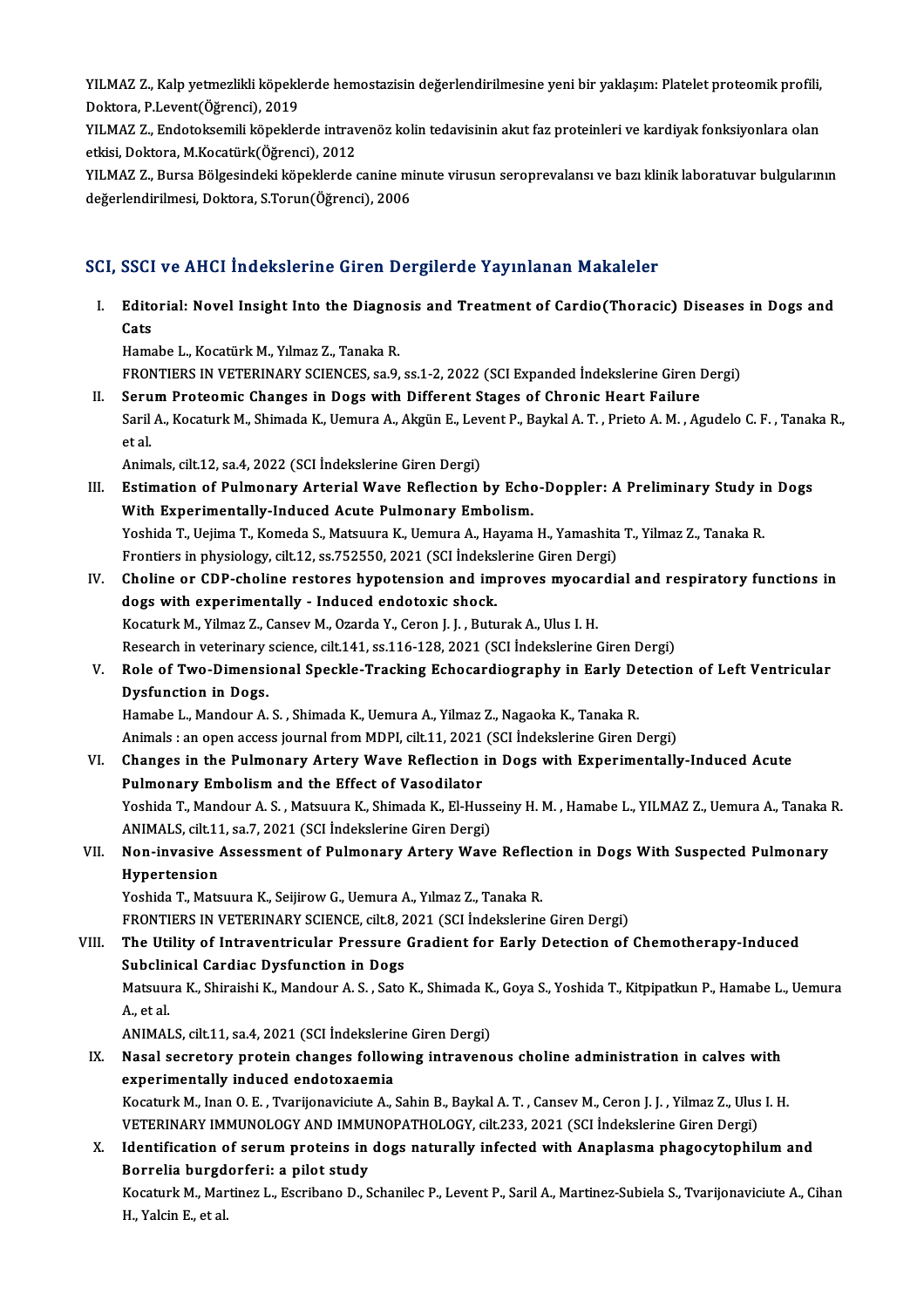YILMAZ Z., Kalp yetmezlikli köpeklerde hemostazisin değerlendirilmesine yeni bir yaklaşım: Platelet proteomik profili, Doktora, P.Levent(Öğrenci), 2019

YILMAZ Z., Endotoksemili köpeklerde intravenöz kolin tedavisinin akut faz proteinleri ve kardiyak fonksiyonlara olan etkisi, Doktora, M.Kocatürk(Öğrenci), 2012

YILMAZ Z., Bursa Bölgesindeki köpeklerde canine minute virusun seroprevalansı ve bazı klinik laboratuvar bulgularının değerlendirilmesi, Doktora, S.Torun(Öğrenci), 2006

## SCI, SSCI ve AHCI İndekslerine Giren Dergilerde Yayınlanan Makaleler

I. **Editorial: Novel Insight Into the Diagnosis and Treatment of Cardio(Thoracic) Diseases in Dogs and Cats**
   Hamabe L., Kocatürk M., Yılmaz Z., Tanaka R.
   FRONTIERS IN VETERINARY SCIENCES, sa.9, ss.1-2, 2022 (SCI Expanded İndekslerine Giren Dergi)

II. **Serum Proteomic Changes in Dogs with Different Stages of Chronic Heart Failure**
   Saril A., Kocaturk M., Shimada K., Uemura A., Akgün E., Levent P., Baykal A. T. , Prieto A. M. , Agudelo C. F. , Tanaka R., et al.
   Animals, cilt.12, sa.4, 2022 (SCI İndekslerine Giren Dergi)

III. **Estimation of Pulmonary Arterial Wave Reflection by Echo-Doppler: A Preliminary Study in Dogs With Experimentally-Induced Acute Pulmonary Embolism.**
   Yoshida T., Uejima T., Komeda S., Matsuura K., Uemura A., Hayama H., Yamashita T., Yilmaz Z., Tanaka R.
   Frontiers in physiology, cilt.12, ss.752550, 2021 (SCI İndekslerine Giren Dergi)

IV. **Choline or CDP-choline restores hypotension and improves myocardial and respiratory functions in dogs with experimentally - Induced endotoxic shock.**
   Kocaturk M., Yilmaz Z., Cansev M., Ozarda Y., Ceron J. J. , Buturak A., Ulus I. H.
   Research in veterinary science, cilt.141, ss.116-128, 2021 (SCI İndekslerine Giren Dergi)

V. **Role of Two-Dimensional Speckle-Tracking Echocardiography in Early Detection of Left Ventricular Dysfunction in Dogs.**
   Hamabe L., Mandour A. S. , Shimada K., Uemura A., Yilmaz Z., Nagaoka K., Tanaka R.
   Animals : an open access journal from MDPI, cilt.11, 2021 (SCI İndekslerine Giren Dergi)

VI. **Changes in the Pulmonary Artery Wave Reflection in Dogs with Experimentally-Induced Acute Pulmonary Embolism and the Effect of Vasodilator**
   Yoshida T., Mandour A. S. , Matsuura K., Shimada K., El-Husseiny H. M. , Hamabe L., YILMAZ Z., Uemura A., Tanaka R.
   ANIMALS, cilt.11, sa.7, 2021 (SCI İndekslerine Giren Dergi)

VII. **Non-invasive Assessment of Pulmonary Artery Wave Reflection in Dogs With Suspected Pulmonary Hypertension**
   Yoshida T., Matsuura K., Seijirow G., Uemura A., Yılmaz Z., Tanaka R.
   FRONTIERS IN VETERINARY SCIENCE, cilt.8, 2021 (SCI İndekslerine Giren Dergi)

VIII. **The Utility of Intraventricular Pressure Gradient for Early Detection of Chemotherapy-Induced Subclinical Cardiac Dysfunction in Dogs**
   Matsuura K., Shiraishi K., Mandour A. S. , Sato K., Shimada K., Goya S., Yoshida T., Kitpipatkun P., Hamabe L., Uemura A., et al.
   ANIMALS, cilt.11, sa.4, 2021 (SCI İndekslerine Giren Dergi)

IX. **Nasal secretory protein changes following intravenous choline administration in calves with experimentally induced endotoxaemia**
   Kocaturk M., Inan O. E. , Tvarijonaviciute A., Sahin B., Baykal A. T. , Cansev M., Ceron J. J. , Yilmaz Z., Ulus I. H.
   VETERINARY IMMUNOLOGY AND IMMUNOPATHOLOGY, cilt.233, 2021 (SCI İndekslerine Giren Dergi)

X. **Identification of serum proteins in dogs naturally infected with Anaplasma phagocytophilum and Borrelia burgdorferi: a pilot study**
   Kocaturk M., Martinez L., Escribano D., Schanilec P., Levent P., Saril A., Martinez-Subiela S., Tvarijonaviciute A., Cihan H., Yalcin E., et al.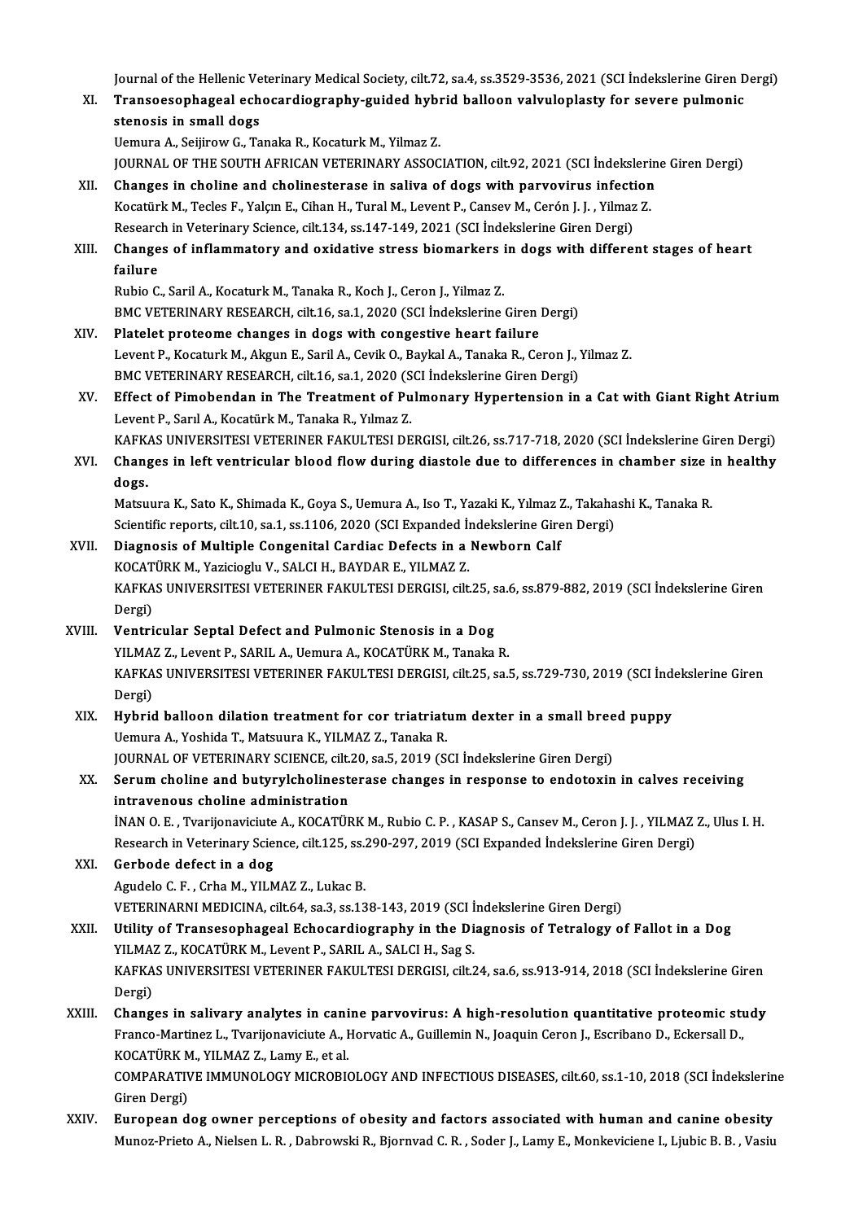Journal of the Hellenic Veterinary Medical Society, cilt.72, sa.4, ss.3529-3536, 2021 (SCI İndekslerine Giren Dergi)

XI. **Transoesophageal echocardiography-guided hybrid balloon valvuloplasty for severe pulmonic stenosis in small dogs**
Uemura A., Seijirow G., Tanaka R., Kocaturk M., Yilmaz Z.
JOURNAL OF THE SOUTH AFRICAN VETERINARY ASSOCIATION, cilt.92, 2021 (SCI İndekslerine Giren Dergi)

XII. **Changes in choline and cholinesterase in saliva of dogs with parvovirus infection**
Kocatürk M., Tecles F., Yalçın E., Cihan H., Tural M., Levent P., Cansev M., Cerón J. J. , Yilmaz Z.
Research in Veterinary Science, cilt.134, ss.147-149, 2021 (SCI İndekslerine Giren Dergi)

XIII. **Changes of inflammatory and oxidative stress biomarkers in dogs with different stages of heart failure**
Rubio C., Saril A., Kocaturk M., Tanaka R., Koch J., Ceron J., Yilmaz Z.
BMC VETERINARY RESEARCH, cilt.16, sa.1, 2020 (SCI İndekslerine Giren Dergi)

XIV. **Platelet proteome changes in dogs with congestive heart failure**
Levent P., Kocaturk M., Akgun E., Saril A., Cevik O., Baykal A., Tanaka R., Ceron J., Yilmaz Z.
BMC VETERINARY RESEARCH, cilt.16, sa.1, 2020 (SCI İndekslerine Giren Dergi)

XV. **Effect of Pimobendan in The Treatment of Pulmonary Hypertension in a Cat with Giant Right Atrium**
Levent P., Sarıl A., Kocatürk M., Tanaka R., Yılmaz Z.
KAFKAS UNIVERSITESI VETERINER FAKULTESI DERGISI, cilt.26, ss.717-718, 2020 (SCI İndekslerine Giren Dergi)

XVI. **Changes in left ventricular blood flow during diastole due to differences in chamber size in healthy dogs.**
Matsuura K., Sato K., Shimada K., Goya S., Uemura A., Iso T., Yazaki K., Yılmaz Z., Takahashi K., Tanaka R.
Scientific reports, cilt.10, sa.1, ss.1106, 2020 (SCI Expanded İndekslerine Giren Dergi)

XVII. **Diagnosis of Multiple Congenital Cardiac Defects in a Newborn Calf**
KOCATÜRK M., Yazicioglu V., SALCI H., BAYDAR E., YILMAZ Z.
KAFKAS UNIVERSITESI VETERINER FAKULTESI DERGISI, cilt.25, sa.6, ss.879-882, 2019 (SCI İndekslerine Giren Dergi)

XVIII. **Ventricular Septal Defect and Pulmonic Stenosis in a Dog**
YILMAZ Z., Levent P., SARIL A., Uemura A., KOCATÜRK M., Tanaka R.
KAFKAS UNIVERSITESI VETERINER FAKULTESI DERGISI, cilt.25, sa.5, ss.729-730, 2019 (SCI İndekslerine Giren Dergi)

XIX. **Hybrid balloon dilation treatment for cor triatriatum dexter in a small breed puppy**
Uemura A., Yoshida T., Matsuura K., YILMAZ Z., Tanaka R.
JOURNAL OF VETERINARY SCIENCE, cilt.20, sa.5, 2019 (SCI İndekslerine Giren Dergi)

XX. **Serum choline and butyrylcholinesterase changes in response to endotoxin in calves receiving intravenous choline administration**
İNAN O. E. , Tvarijonaviciute A., KOCATÜRK M., Rubio C. P. , KASAP S., Cansev M., Ceron J. J. , YILMAZ Z., Ulus I. H.
Research in Veterinary Science, cilt.125, ss.290-297, 2019 (SCI Expanded İndekslerine Giren Dergi)

XXI. **Gerbode defect in a dog**
Agudelo C. F. , Crha M., YILMAZ Z., Lukac B.
VETERINARNI MEDICINA, cilt.64, sa.3, ss.138-143, 2019 (SCI İndekslerine Giren Dergi)

XXII. **Utility of Transesophageal Echocardiography in the Diagnosis of Tetralogy of Fallot in a Dog**
YILMAZ Z., KOCATÜRK M., Levent P., SARIL A., SALCI H., Sag S.
KAFKAS UNIVERSITESI VETERINER FAKULTESI DERGISI, cilt.24, sa.6, ss.913-914, 2018 (SCI İndekslerine Giren Dergi)

XXIII. **Changes in salivary analytes in canine parvovirus: A high-resolution quantitative proteomic study**
Franco-Martinez L., Tvarijonaviciute A., Horvatic A., Guillemin N., Joaquin Ceron J., Escribano D., Eckersall D., KOCATÜRK M., YILMAZ Z., Lamy E., et al.
COMPARATIVE IMMUNOLOGY MICROBIOLOGY AND INFECTIOUS DISEASES, cilt.60, ss.1-10, 2018 (SCI İndekslerine Giren Dergi)

XXIV. **European dog owner perceptions of obesity and factors associated with human and canine obesity**
Munoz-Prieto A., Nielsen L. R. , Dabrowski R., Bjornvad C. R. , Soder J., Lamy E., Monkeviciene I., Ljubic B. B. , Vasiu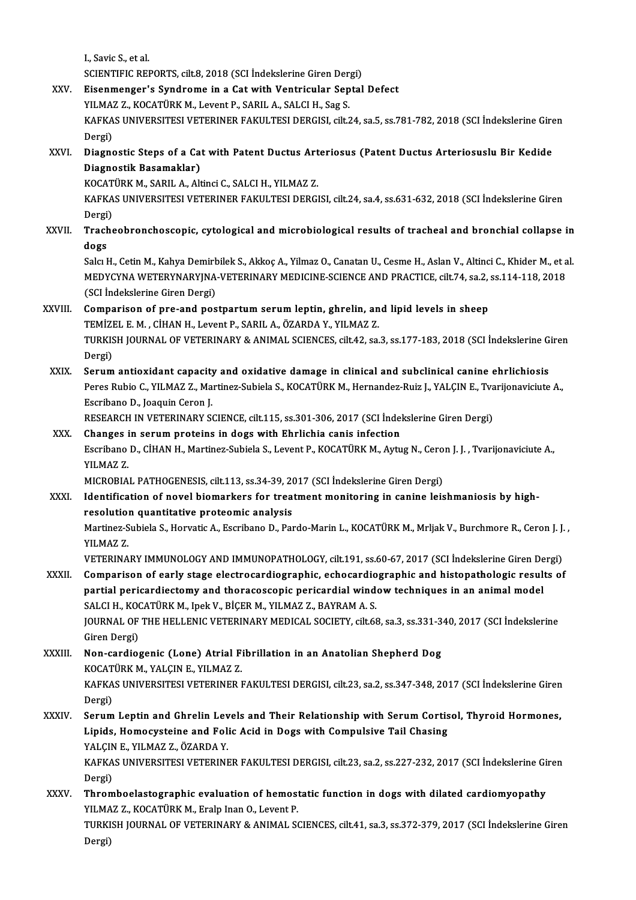I., Savic S., et al.
SCIENTIFIC REPORTS, cilt.8, 2018 (SCI İndekslerine Giren Dergi)

XXV. **Eisenmenger's Syndrome in a Cat with Ventricular Septal Defect**
YILMAZ Z., KOCATÜRK M., Levent P., SARIL A., SALCI H., Sag S.
KAFKAS UNIVERSITESI VETERINER FAKULTESI DERGISI, cilt.24, sa.5, ss.781-782, 2018 (SCI İndekslerine Giren Dergi)

XXVI. **Diagnostic Steps of a Cat with Patent Ductus Arteriosus (Patent Ductus Arteriosuslu Bir Kedide Diagnostik Basamaklar)**
KOCATÜRK M., SARIL A., Altinci C., SALCI H., YILMAZ Z.
KAFKAS UNIVERSITESI VETERINER FAKULTESI DERGISI, cilt.24, sa.4, ss.631-632, 2018 (SCI İndekslerine Giren Dergi)

XXVII. **Tracheobronchoscopic, cytological and microbiological results of tracheal and bronchial collapse in dogs**
Salcı H., Cetin M., Kahya Demirbilek S., Akkoç A., Yilmaz O., Canatan U., Cesme H., Aslan V., Altinci C., Khider M., et al.
MEDYCYNA WETERYNARYJNA-VETERINARY MEDICINE-SCIENCE AND PRACTICE, cilt.74, sa.2, ss.114-118, 2018 (SCI İndekslerine Giren Dergi)

XXVIII. **Comparison of pre-and postpartum serum leptin, ghrelin, and lipid levels in sheep**
TEMİZEL E. M. , CİHAN H., Levent P., SARIL A., ÖZARDA Y., YILMAZ Z.
TURKISH JOURNAL OF VETERINARY & ANIMAL SCIENCES, cilt.42, sa.3, ss.177-183, 2018 (SCI İndekslerine Giren Dergi)

XXIX. **Serum antioxidant capacity and oxidative damage in clinical and subclinical canine ehrlichiosis**
Peres Rubio C., YILMAZ Z., Martinez-Subiela S., KOCATÜRK M., Hernandez-Ruiz J., YALÇIN E., Tvarijonaviciute A., Escribano D., Joaquin Ceron J.
RESEARCH IN VETERINARY SCIENCE, cilt.115, ss.301-306, 2017 (SCI İndekslerine Giren Dergi)

XXX. **Changes in serum proteins in dogs with Ehrlichia canis infection**
Escribano D., CİHAN H., Martinez-Subiela S., Levent P., KOCATÜRK M., Aytug N., Ceron J. J. , Tvarijonaviciute A., YILMAZ Z.
MICROBIAL PATHOGENESIS, cilt.113, ss.34-39, 2017 (SCI İndekslerine Giren Dergi)

XXXI. **Identification of novel biomarkers for treatment monitoring in canine leishmaniosis by high-resolution quantitative proteomic analysis**
Martinez-Subiela S., Horvatic A., Escribano D., Pardo-Marin L., KOCATÜRK M., Mrljak V., Burchmore R., Ceron J. J. , YILMAZ Z.
VETERINARY IMMUNOLOGY AND IMMUNOPATHOLOGY, cilt.191, ss.60-67, 2017 (SCI İndekslerine Giren Dergi)

XXXII. **Comparison of early stage electrocardiographic, echocardiographic and histopathologic results of partial pericardiectomy and thoracoscopic pericardial window techniques in an animal model**
SALCI H., KOCATÜRK M., Ipek V., BİÇER M., YILMAZ Z., BAYRAM A. S.
JOURNAL OF THE HELLENIC VETERINARY MEDICAL SOCIETY, cilt.68, sa.3, ss.331-340, 2017 (SCI İndekslerine Giren Dergi)

XXXIII. **Non-cardiogenic (Lone) Atrial Fibrillation in an Anatolian Shepherd Dog**
KOCATÜRK M., YALÇIN E., YILMAZ Z.
KAFKAS UNIVERSITESI VETERINER FAKULTESI DERGISI, cilt.23, sa.2, ss.347-348, 2017 (SCI İndekslerine Giren Dergi)

XXXIV. **Serum Leptin and Ghrelin Levels and Their Relationship with Serum Cortisol, Thyroid Hormones, Lipids, Homocysteine and Folic Acid in Dogs with Compulsive Tail Chasing**
YALÇIN E., YILMAZ Z., ÖZARDA Y.
KAFKAS UNIVERSITESI VETERINER FAKULTESI DERGISI, cilt.23, sa.2, ss.227-232, 2017 (SCI İndekslerine Giren Dergi)

XXXV. **Thromboelastographic evaluation of hemostatic function in dogs with dilated cardiomyopathy**
YILMAZ Z., KOCATÜRK M., Eralp Inan O., Levent P.
TURKISH JOURNAL OF VETERINARY & ANIMAL SCIENCES, cilt.41, sa.3, ss.372-379, 2017 (SCI İndekslerine Giren Dergi)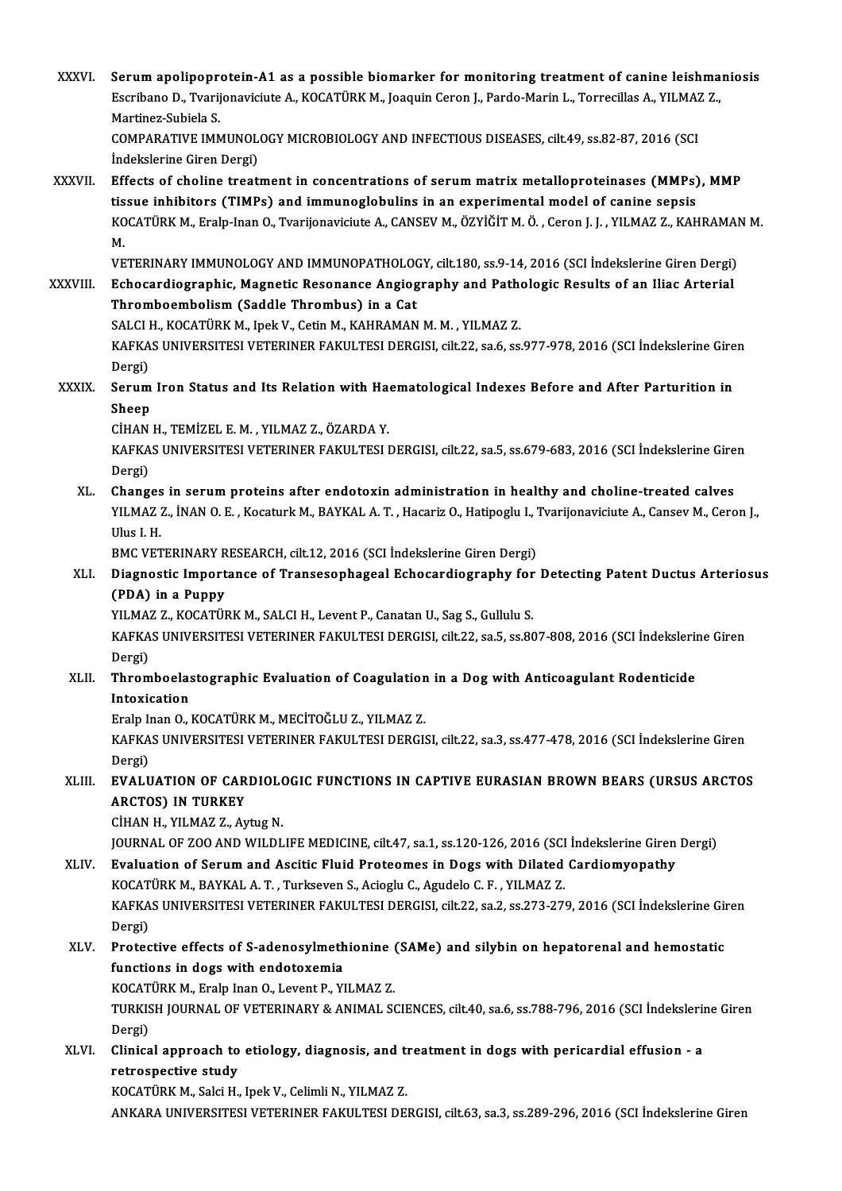XXXVI. **Serum apolipoprotein-A1 as a possible biomarker for monitoring treatment of canine leishmaniosis**
Escribano D., Tvarijonaviciute A., KOCATÜRK M., Joaquin Ceron J., Pardo-Marin L., Torrecillas A., YILMAZ Z., Martinez-Subiela S.
COMPARATIVE IMMUNOLOGY MICROBIOLOGY AND INFECTIOUS DISEASES, cilt.49, ss.82-87, 2016 (SCI İndekslerine Giren Dergi)

XXXVII. **Effects of choline treatment in concentrations of serum matrix metalloproteinases (MMPs), MMP tissue inhibitors (TIMPs) and immunoglobulins in an experimental model of canine sepsis**
KOCATÜRK M., Eralp-Inan O., Tvarijonaviciute A., CANSEV M., ÖZYİĞİT M. Ö. , Ceron J. J. , YILMAZ Z., KAHRAMAN M. M.
VETERINARY IMMUNOLOGY AND IMMUNOPATHOLOGY, cilt.180, ss.9-14, 2016 (SCI İndekslerine Giren Dergi)

XXXVIII. **Echocardiographic, Magnetic Resonance Angiography and Pathologic Results of an Iliac Arterial Thromboembolism (Saddle Thrombus) in a Cat**
SALCI H., KOCATÜRK M., Ipek V., Cetin M., KAHRAMAN M. M. , YILMAZ Z.
KAFKAS UNIVERSITESI VETERINER FAKULTESI DERGISI, cilt.22, sa.6, ss.977-978, 2016 (SCI İndekslerine Giren Dergi)

XXXIX. **Serum Iron Status and Its Relation with Haematological Indexes Before and After Parturition in Sheep**
CİHAN H., TEMİZEL E. M. , YILMAZ Z., ÖZARDA Y.
KAFKAS UNIVERSITESI VETERINER FAKULTESI DERGISI, cilt.22, sa.5, ss.679-683, 2016 (SCI İndekslerine Giren Dergi)

XL. **Changes in serum proteins after endotoxin administration in healthy and choline-treated calves**
YILMAZ Z., İNAN O. E. , Kocaturk M., BAYKAL A. T. , Hacariz O., Hatipoglu I., Tvarijonaviciute A., Cansev M., Ceron J., Ulus I. H.
BMC VETERINARY RESEARCH, cilt.12, 2016 (SCI İndekslerine Giren Dergi)

XLI. **Diagnostic Importance of Transesophageal Echocardiography for Detecting Patent Ductus Arteriosus (PDA) in a Puppy**
YILMAZ Z., KOCATÜRK M., SALCI H., Levent P., Canatan U., Sag S., Gullulu S.
KAFKAS UNIVERSITESI VETERINER FAKULTESI DERGISI, cilt.22, sa.5, ss.807-808, 2016 (SCI İndekslerine Giren Dergi)

XLII. **Thromboelastographic Evaluation of Coagulation in a Dog with Anticoagulant Rodenticide Intoxication**
Eralp Inan O., KOCATÜRK M., MECİTOĞLU Z., YILMAZ Z.
KAFKAS UNIVERSITESI VETERINER FAKULTESI DERGISI, cilt.22, sa.3, ss.477-478, 2016 (SCI İndekslerine Giren Dergi)

XLIII. **EVALUATION OF CARDIOLOGIC FUNCTIONS IN CAPTIVE EURASIAN BROWN BEARS (URSUS ARCTOS ARCTOS) IN TURKEY**
CİHAN H., YILMAZ Z., Aytug N.
JOURNAL OF ZOO AND WILDLIFE MEDICINE, cilt.47, sa.1, ss.120-126, 2016 (SCI İndekslerine Giren Dergi)

XLIV. **Evaluation of Serum and Ascitic Fluid Proteomes in Dogs with Dilated Cardiomyopathy**
KOCATÜRK M., BAYKAL A. T. , Turkseven S., Acioglu C., Agudelo C. F. , YILMAZ Z.
KAFKAS UNIVERSITESI VETERINER FAKULTESI DERGISI, cilt.22, sa.2, ss.273-279, 2016 (SCI İndekslerine Giren Dergi)

XLV. **Protective effects of S-adenosylmethionine (SAMe) and silybin on hepatorenal and hemostatic functions in dogs with endotoxemia**
KOCATÜRK M., Eralp Inan O., Levent P., YILMAZ Z.
TURKISH JOURNAL OF VETERINARY & ANIMAL SCIENCES, cilt.40, sa.6, ss.788-796, 2016 (SCI İndekslerine Giren Dergi)

XLVI. **Clinical approach to etiology, diagnosis, and treatment in dogs with pericardial effusion - a retrospective study**
KOCATÜRK M., Salci H., Ipek V., Celimli N., YILMAZ Z.
ANKARA UNIVERSITESI VETERINER FAKULTESI DERGISI, cilt.63, sa.3, ss.289-296, 2016 (SCI İndekslerine Giren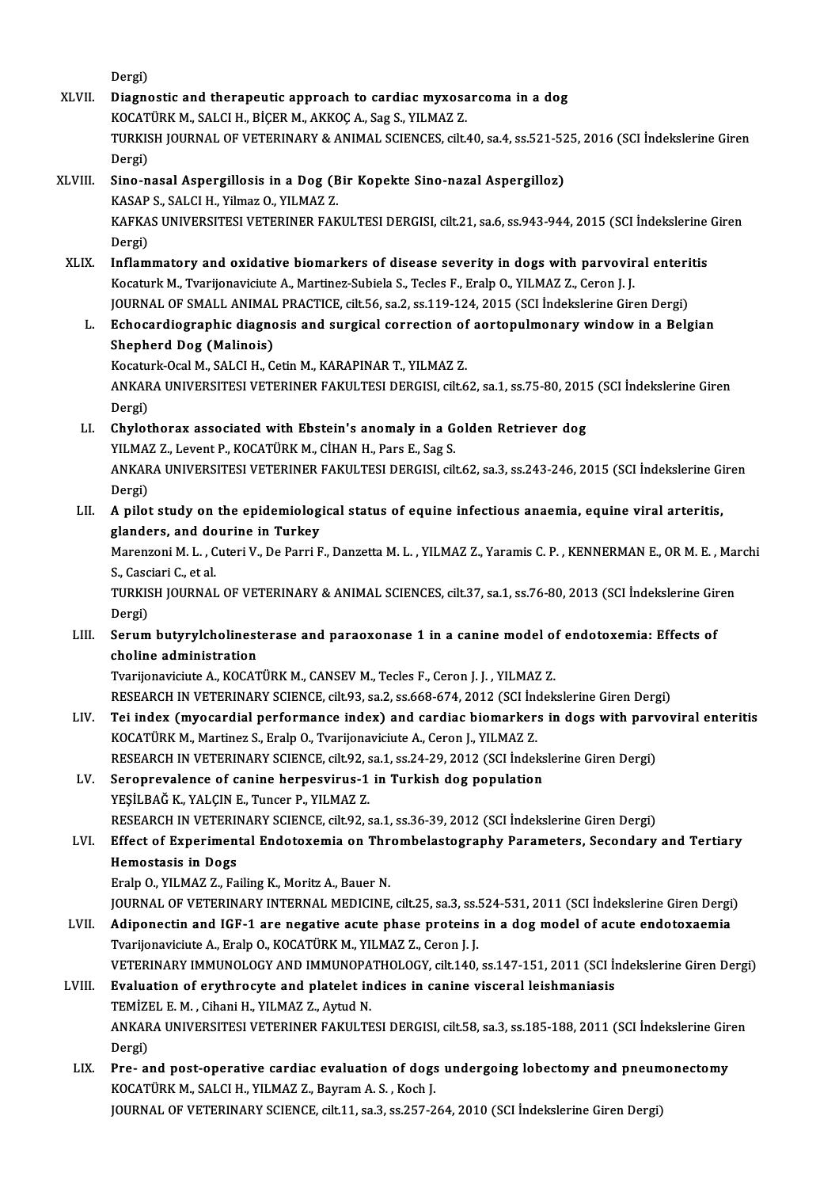Dergi)

XLVII. **Diagnostic and therapeutic approach to cardiac myxosarcoma in a dog**
KOCATÜRK M., SALCI H., BİÇER M., AKKOÇ A., Sag S., YILMAZ Z.
TURKISH JOURNAL OF VETERINARY & ANIMAL SCIENCES, cilt.40, sa.4, ss.521-525, 2016 (SCI İndekslerine Giren Dergi)

XLVIII. **Sino-nasal Aspergillosis in a Dog (Bir Kopekte Sino-nazal Aspergilloz)**
KASAP S., SALCI H., Yilmaz O., YILMAZ Z.
KAFKAS UNIVERSITESI VETERINER FAKULTESI DERGISI, cilt.21, sa.6, ss.943-944, 2015 (SCI İndekslerine Giren Dergi)

XLIX. **Inflammatory and oxidative biomarkers of disease severity in dogs with parvoviral enteritis**
Kocaturk M., Tvarijonaviciute A., Martinez-Subiela S., Tecles F., Eralp O., YILMAZ Z., Ceron J. J.
JOURNAL OF SMALL ANIMAL PRACTICE, cilt.56, sa.2, ss.119-124, 2015 (SCI İndekslerine Giren Dergi)

L. **Echocardiographic diagnosis and surgical correction of aortopulmonary window in a Belgian Shepherd Dog (Malinois)**
Kocaturk-Ocal M., SALCI H., Cetin M., KARAPINAR T., YILMAZ Z.
ANKARA UNIVERSITESI VETERINER FAKULTESI DERGISI, cilt.62, sa.1, ss.75-80, 2015 (SCI İndekslerine Giren Dergi)

LI. **Chylothorax associated with Ebstein's anomaly in a Golden Retriever dog**
YILMAZ Z., Levent P., KOCATÜRK M., CİHAN H., Pars E., Sag S.
ANKARA UNIVERSITESI VETERINER FAKULTESI DERGISI, cilt.62, sa.3, ss.243-246, 2015 (SCI İndekslerine Giren Dergi)

LII. **A pilot study on the epidemiological status of equine infectious anaemia, equine viral arteritis, glanders, and dourine in Turkey**
Marenzoni M. L. , Cuteri V., De Parri F., Danzetta M. L. , YILMAZ Z., Yaramis C. P. , KENNERMAN E., OR M. E. , Marchi S., Casciari C., et al.
TURKISH JOURNAL OF VETERINARY & ANIMAL SCIENCES, cilt.37, sa.1, ss.76-80, 2013 (SCI İndekslerine Giren Dergi)

LIII. **Serum butyrylcholinesterase and paraoxonase 1 in a canine model of endotoxemia: Effects of choline administration**
Tvarijonaviciute A., KOCATÜRK M., CANSEV M., Tecles F., Ceron J. J. , YILMAZ Z.
RESEARCH IN VETERINARY SCIENCE, cilt.93, sa.2, ss.668-674, 2012 (SCI İndekslerine Giren Dergi)

LIV. **Tei index (myocardial performance index) and cardiac biomarkers in dogs with parvoviral enteritis**
KOCATÜRK M., Martinez S., Eralp O., Tvarijonaviciute A., Ceron J., YILMAZ Z.
RESEARCH IN VETERINARY SCIENCE, cilt.92, sa.1, ss.24-29, 2012 (SCI İndekslerine Giren Dergi)

LV. **Seroprevalence of canine herpesvirus-1 in Turkish dog population**
YEŞİLBAĞ K., YALÇIN E., Tuncer P., YILMAZ Z.
RESEARCH IN VETERINARY SCIENCE, cilt.92, sa.1, ss.36-39, 2012 (SCI İndekslerine Giren Dergi)

LVI. **Effect of Experimental Endotoxemia on Thrombelastography Parameters, Secondary and Tertiary Hemostasis in Dogs**
Eralp O., YILMAZ Z., Failing K., Moritz A., Bauer N.
JOURNAL OF VETERINARY INTERNAL MEDICINE, cilt.25, sa.3, ss.524-531, 2011 (SCI İndekslerine Giren Dergi)

LVII. **Adiponectin and IGF-1 are negative acute phase proteins in a dog model of acute endotoxaemia**
Tvarijonaviciute A., Eralp O., KOCATÜRK M., YILMAZ Z., Ceron J. J.
VETERINARY IMMUNOLOGY AND IMMUNOPATHOLOGY, cilt.140, ss.147-151, 2011 (SCI İndekslerine Giren Dergi)

LVIII. **Evaluation of erythrocyte and platelet indices in canine visceral leishmaniasis**
TEMİZEL E. M. , Cihani H., YILMAZ Z., Aytud N.
ANKARA UNIVERSITESI VETERINER FAKULTESI DERGISI, cilt.58, sa.3, ss.185-188, 2011 (SCI İndekslerine Giren Dergi)

LIX. **Pre- and post-operative cardiac evaluation of dogs undergoing lobectomy and pneumonectomy**
KOCATÜRK M., SALCI H., YILMAZ Z., Bayram A. S. , Koch J.
JOURNAL OF VETERINARY SCIENCE, cilt.11, sa.3, ss.257-264, 2010 (SCI İndekslerine Giren Dergi)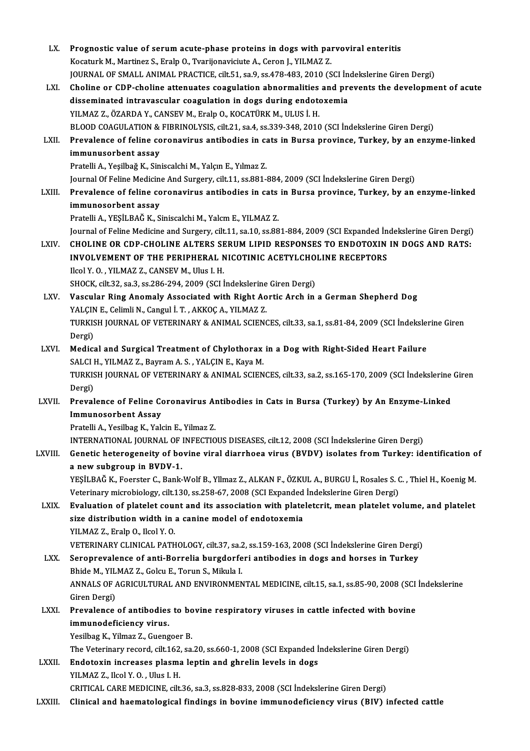LX. **Prognostic value of serum acute-phase proteins in dogs with parvoviral enteritis**
Kocaturk M., Martinez S., Eralp O., Tvarijonaviciute A., Ceron J., YILMAZ Z.
JOURNAL OF SMALL ANIMAL PRACTICE, cilt.51, sa.9, ss.478-483, 2010 (SCI İndekslerine Giren Dergi)

LXI. **Choline or CDP-choline attenuates coagulation abnormalities and prevents the development of acute disseminated intravascular coagulation in dogs during endotoxemia**
YILMAZ Z., ÖZARDA Y., CANSEV M., Eralp O., KOCATÜRK M., ULUS İ. H.
BLOOD COAGULATION & FIBRINOLYSIS, cilt.21, sa.4, ss.339-348, 2010 (SCI İndekslerine Giren Dergi)

LXII. **Prevalence of feline coronavirus antibodies in cats in Bursa province, Turkey, by an enzyme-linked immunusorbent assay**
Pratelli A., Yeşilbağ K., Siniscalchi M., Yalçın E., Yılmaz Z.
Journal Of Feline Medicine And Surgery, cilt.11, ss.881-884, 2009 (SCI İndekslerine Giren Dergi)

LXIII. **Prevalence of feline coronavirus antibodies in cats in Bursa province, Turkey, by an enzyme-linked immunosorbent assay**
Pratelli A., YEŞİLBAĞ K., Siniscalchi M., Yalcm E., YILMAZ Z.
Journal of Feline Medicine and Surgery, cilt.11, sa.10, ss.881-884, 2009 (SCI Expanded İndekslerine Giren Dergi)

LXIV. **CHOLINE OR CDP-CHOLINE ALTERS SERUM LIPID RESPONSES TO ENDOTOXIN IN DOGS AND RATS: INVOLVEMENT OF THE PERIPHERAL NICOTINIC ACETYLCHOLINE RECEPTORS**
Ilcol Y. O. , YILMAZ Z., CANSEV M., Ulus I. H.
SHOCK, cilt.32, sa.3, ss.286-294, 2009 (SCI İndekslerine Giren Dergi)

LXV. **Vascular Ring Anomaly Associated with Right Aortic Arch in a German Shepherd Dog**
YALÇIN E., Celimli N., Cangul İ. T. , AKKOÇ A., YILMAZ Z.
TURKISH JOURNAL OF VETERINARY & ANIMAL SCIENCES, cilt.33, sa.1, ss.81-84, 2009 (SCI İndekslerine Giren Dergi)

LXVI. **Medical and Surgical Treatment of Chylothorax in a Dog with Right-Sided Heart Failure**
SALCI H., YILMAZ Z., Bayram A. S. , YALÇIN E., Kaya M.
TURKISH JOURNAL OF VETERINARY & ANIMAL SCIENCES, cilt.33, sa.2, ss.165-170, 2009 (SCI İndekslerine Giren Dergi)

LXVII. **Prevalence of Feline Coronavirus Antibodies in Cats in Bursa (Turkey) by An Enzyme-Linked Immunosorbent Assay**
Pratelli A., Yesilbag K., Yalcin E., Yilmaz Z.
INTERNATIONAL JOURNAL OF INFECTIOUS DISEASES, cilt.12, 2008 (SCI İndekslerine Giren Dergi)

LXVIII. **Genetic heterogeneity of bovine viral diarrhoea virus (BVDV) isolates from Turkey: identification of a new subgroup in BVDV-1.**
YEŞİLBAĞ K., Foerster C., Bank-Wolf B., Yllmaz Z., ALKAN F., ÖZKUL A., BURGU İ., Rosales S. C. , Thiel H., Koenig M.
Veterinary microbiology, cilt.130, ss.258-67, 2008 (SCI Expanded İndekslerine Giren Dergi)

LXIX. **Evaluation of platelet count and its association with plateletcrit, mean platelet volume, and platelet size distribution width in a canine model of endotoxemia**
YILMAZ Z., Eralp O., Ilcol Y. O.
VETERINARY CLINICAL PATHOLOGY, cilt.37, sa.2, ss.159-163, 2008 (SCI İndekslerine Giren Dergi)

LXX. **Seroprevalence of anti-Borrelia burgdorferi antibodies in dogs and horses in Turkey**
Bhide M., YILMAZ Z., Golcu E., Torun S., Mikula I.
ANNALS OF AGRICULTURAL AND ENVIRONMENTAL MEDICINE, cilt.15, sa.1, ss.85-90, 2008 (SCI İndekslerine Giren Dergi)

LXXI. **Prevalence of antibodies to bovine respiratory viruses in cattle infected with bovine immunodeficiency virus.**
Yesilbag K., Yilmaz Z., Guengoer B.
The Veterinary record, cilt.162, sa.20, ss.660-1, 2008 (SCI Expanded İndekslerine Giren Dergi)

LXXII. **Endotoxin increases plasma leptin and ghrelin levels in dogs**
YILMAZ Z., Ilcol Y. O. , Ulus I. H.
CRITICAL CARE MEDICINE, cilt.36, sa.3, ss.828-833, 2008 (SCI İndekslerine Giren Dergi)

LXXIII. **Clinical and haematological findings in bovine immunodeficiency virus (BIV) infected cattle**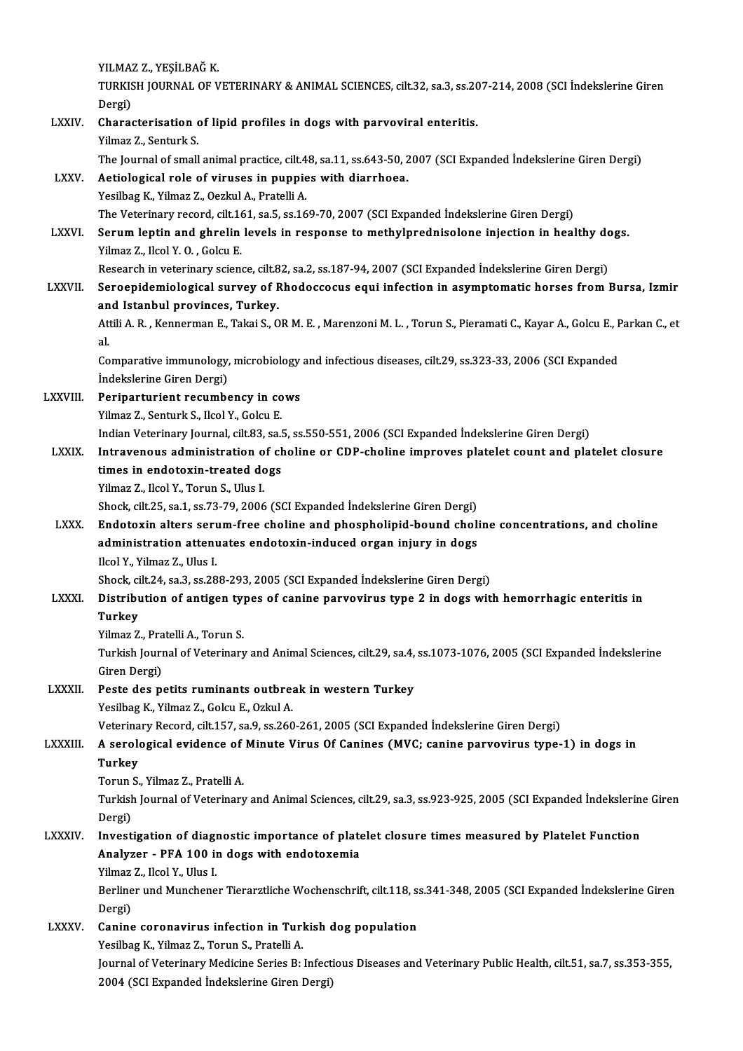YILMAZ Z., YEŞİLBAĞ K.
TURKISH JOURNAL OF VETERINARY & ANIMAL SCIENCES, cilt.32, sa.3, ss.207-214, 2008 (SCI İndekslerine Giren Dergi)

LXXIV. **Characterisation of lipid profiles in dogs with parvoviral enteritis.**
Yilmaz Z., Senturk S.
The Journal of small animal practice, cilt.48, sa.11, ss.643-50, 2007 (SCI Expanded İndekslerine Giren Dergi)

LXXV. **Aetiological role of viruses in puppies with diarrhoea.**
Yesilbag K., Yilmaz Z., Oezkul A., Pratelli A.
The Veterinary record, cilt.161, sa.5, ss.169-70, 2007 (SCI Expanded İndekslerine Giren Dergi)

LXXVI. **Serum leptin and ghrelin levels in response to methylprednisolone injection in healthy dogs.**
Yilmaz Z., Ilcol Y. O. , Golcu E.
Research in veterinary science, cilt.82, sa.2, ss.187-94, 2007 (SCI Expanded İndekslerine Giren Dergi)

LXXVII. **Seroepidemiological survey of Rhodoccocus equi infection in asymptomatic horses from Bursa, Izmir and Istanbul provinces, Turkey.**
Attili A. R. , Kennerman E., Takai S., OR M. E. , Marenzoni M. L. , Torun S., Pieramati C., Kayar A., Golcu E., Parkan C., et al.
Comparative immunology, microbiology and infectious diseases, cilt.29, ss.323-33, 2006 (SCI Expanded İndekslerine Giren Dergi)

LXXVIII. **Periparturient recumbency in cows**
Yilmaz Z., Senturk S., Ilcol Y., Golcu E.
Indian Veterinary Journal, cilt.83, sa.5, ss.550-551, 2006 (SCI Expanded İndekslerine Giren Dergi)

LXXIX. **Intravenous administration of choline or CDP-choline improves platelet count and platelet closure times in endotoxin-treated dogs**
Yilmaz Z., Ilcol Y., Torun S., Ulus I.
Shock, cilt.25, sa.1, ss.73-79, 2006 (SCI Expanded İndekslerine Giren Dergi)

LXXX. **Endotoxin alters serum-free choline and phospholipid-bound choline concentrations, and choline administration attenuates endotoxin-induced organ injury in dogs**
Ilcol Y., Yilmaz Z., Ulus I.
Shock, cilt.24, sa.3, ss.288-293, 2005 (SCI Expanded İndekslerine Giren Dergi)

LXXXI. **Distribution of antigen types of canine parvovirus type 2 in dogs with hemorrhagic enteritis in Turkey**
Yilmaz Z., Pratelli A., Torun S.
Turkish Journal of Veterinary and Animal Sciences, cilt.29, sa.4, ss.1073-1076, 2005 (SCI Expanded İndekslerine Giren Dergi)

LXXXII. **Peste des petits ruminants outbreak in western Turkey**
Yesilbag K., Yilmaz Z., Golcu E., Ozkul A.
Veterinary Record, cilt.157, sa.9, ss.260-261, 2005 (SCI Expanded İndekslerine Giren Dergi)

LXXXIII. **A serological evidence of Minute Virus Of Canines (MVC; canine parvovirus type-1) in dogs in Turkey**
Torun S., Yilmaz Z., Pratelli A.
Turkish Journal of Veterinary and Animal Sciences, cilt.29, sa.3, ss.923-925, 2005 (SCI Expanded İndekslerine Giren Dergi)

LXXXIV. **Investigation of diagnostic importance of platelet closure times measured by Platelet Function Analyzer - PFA 100 in dogs with endotoxemia**
Yilmaz Z., Ilcol Y., Ulus I.
Berliner und Munchener Tierarztliche Wochenschrift, cilt.118, ss.341-348, 2005 (SCI Expanded İndekslerine Giren Dergi)

LXXXV. **Canine coronavirus infection in Turkish dog population**
Yesilbag K., Yilmaz Z., Torun S., Pratelli A.
Journal of Veterinary Medicine Series B: Infectious Diseases and Veterinary Public Health, cilt.51, sa.7, ss.353-355, 2004 (SCI Expanded İndekslerine Giren Dergi)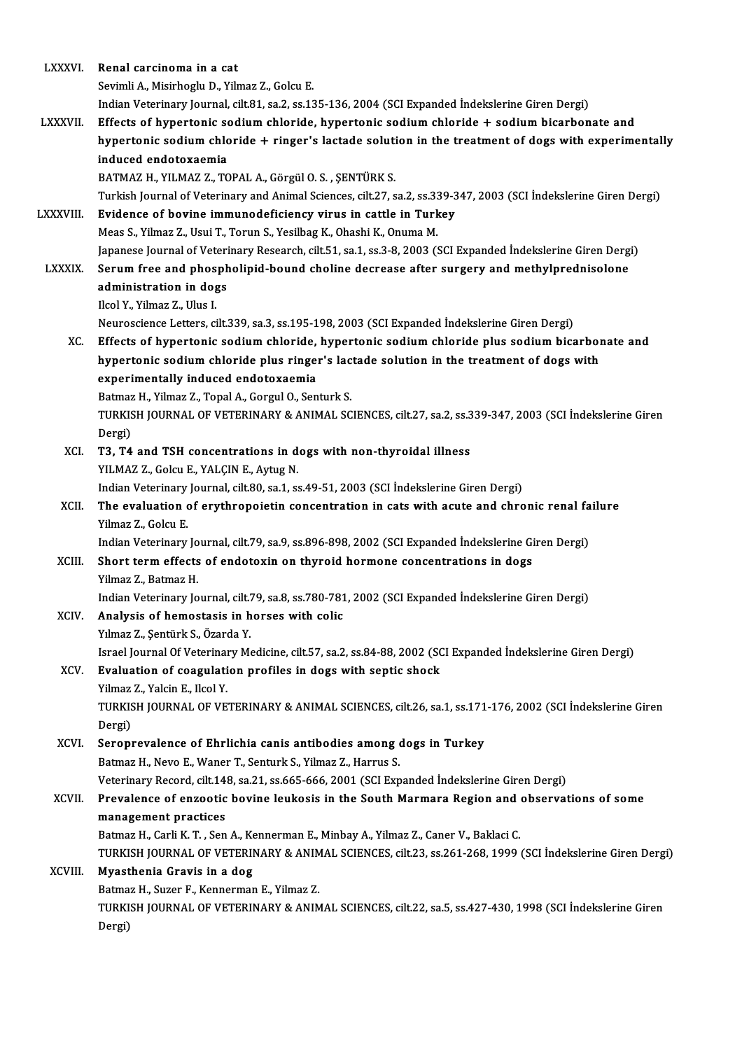LXXXVI. **Renal carcinoma in a cat**
Sevimli A., Misirhoglu D., Yilmaz Z., Golcu E.
Indian Veterinary Journal, cilt.81, sa.2, ss.135-136, 2004 (SCI Expanded İndekslerine Giren Dergi)

LXXXVII. **Effects of hypertonic sodium chloride, hypertonic sodium chloride + sodium bicarbonate and hypertonic sodium chloride + ringer's lactade solution in the treatment of dogs with experimentally induced endotoxaemia**
BATMAZ H., YILMAZ Z., TOPAL A., Görgül O. S. , ŞENTÜRK S.
Turkish Journal of Veterinary and Animal Sciences, cilt.27, sa.2, ss.339-347, 2003 (SCI İndekslerine Giren Dergi)

LXXXVIII. **Evidence of bovine immunodeficiency virus in cattle in Turkey**
Meas S., Yilmaz Z., Usui T., Torun S., Yesilbag K., Ohashi K., Onuma M.
Japanese Journal of Veterinary Research, cilt.51, sa.1, ss.3-8, 2003 (SCI Expanded İndekslerine Giren Dergi)

LXXXIX. **Serum free and phospholipid-bound choline decrease after surgery and methylprednisolone administration in dogs**
Ilcol Y., Yilmaz Z., Ulus I.
Neuroscience Letters, cilt.339, sa.3, ss.195-198, 2003 (SCI Expanded İndekslerine Giren Dergi)

XC. **Effects of hypertonic sodium chloride, hypertonic sodium chloride plus sodium bicarbonate and hypertonic sodium chloride plus ringer's lactade solution in the treatment of dogs with experimentally induced endotoxaemia**
Batmaz H., Yilmaz Z., Topal A., Gorgul O., Senturk S.
TURKISH JOURNAL OF VETERINARY & ANIMAL SCIENCES, cilt.27, sa.2, ss.339-347, 2003 (SCI İndekslerine Giren Dergi)

XCI. **T3, T4 and TSH concentrations in dogs with non-thyroidal illness**
YILMAZ Z., Golcu E., YALÇIN E., Aytug N.
Indian Veterinary Journal, cilt.80, sa.1, ss.49-51, 2003 (SCI İndekslerine Giren Dergi)

XCII. **The evaluation of erythropoietin concentration in cats with acute and chronic renal failure**
Yilmaz Z., Golcu E.
Indian Veterinary Journal, cilt.79, sa.9, ss.896-898, 2002 (SCI Expanded İndekslerine Giren Dergi)

XCIII. **Short term effects of endotoxin on thyroid hormone concentrations in dogs**
Yilmaz Z., Batmaz H.
Indian Veterinary Journal, cilt.79, sa.8, ss.780-781, 2002 (SCI Expanded İndekslerine Giren Dergi)

XCIV. **Analysis of hemostasis in horses with colic**
Yılmaz Z., Şentürk S., Özarda Y.
Israel Journal Of Veterinary Medicine, cilt.57, sa.2, ss.84-88, 2002 (SCI Expanded İndekslerine Giren Dergi)

XCV. **Evaluation of coagulation profiles in dogs with septic shock**
Yilmaz Z., Yalcin E., Ilcol Y.
TURKISH JOURNAL OF VETERINARY & ANIMAL SCIENCES, cilt.26, sa.1, ss.171-176, 2002 (SCI İndekslerine Giren Dergi)

XCVI. **Seroprevalence of Ehrlichia canis antibodies among dogs in Turkey**
Batmaz H., Nevo E., Waner T., Senturk S., Yilmaz Z., Harrus S.
Veterinary Record, cilt.148, sa.21, ss.665-666, 2001 (SCI Expanded İndekslerine Giren Dergi)

XCVII. **Prevalence of enzootic bovine leukosis in the South Marmara Region and observations of some management practices**
Batmaz H., Carli K. T. , Sen A., Kennerman E., Minbay A., Yilmaz Z., Caner V., Baklaci C.
TURKISH JOURNAL OF VETERINARY & ANIMAL SCIENCES, cilt.23, ss.261-268, 1999 (SCI İndekslerine Giren Dergi)

XCVIII. **Myasthenia Gravis in a dog**
Batmaz H., Suzer F., Kennerman E., Yilmaz Z.
TURKISH JOURNAL OF VETERINARY & ANIMAL SCIENCES, cilt.22, sa.5, ss.427-430, 1998 (SCI İndekslerine Giren Dergi)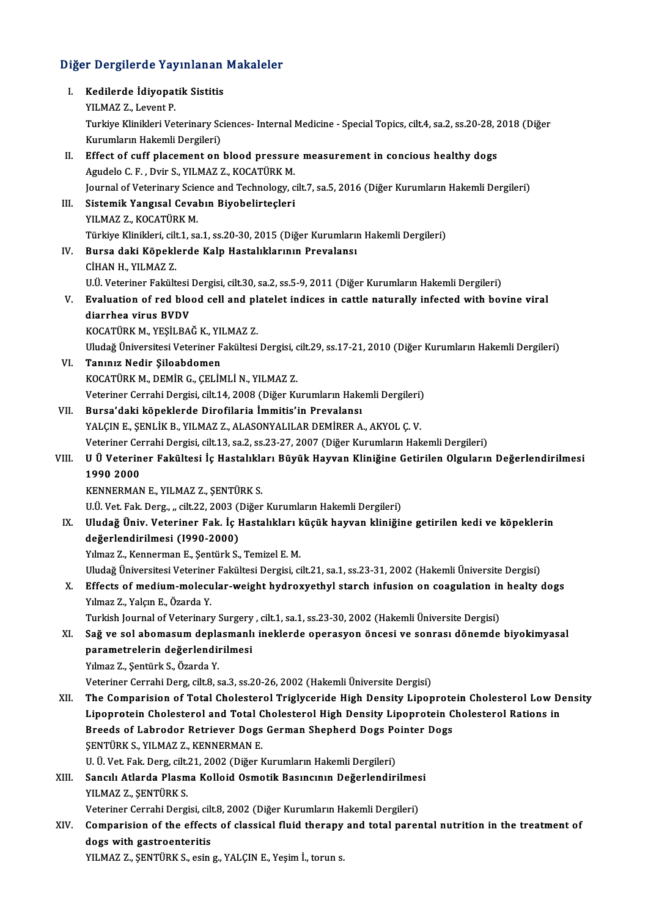## Diğer Dergilerde Yayınlanan Makaleler

I. **Kedilerde İdiyopatik Sistitis**
   YILMAZ Z., Levent P.
   Turkiye Klinikleri Veterinary Sciences- Internal Medicine - Special Topics, cilt.4, sa.2, ss.20-28, 2018 (Diğer Kurumların Hakemli Dergileri)

II. **Effect of cuff placement on blood pressure measurement in concious healthy dogs**
   Agudelo C. F. , Dvir S., YILMAZ Z., KOCATÜRK M.
   Journal of Veterinary Science and Technology, cilt.7, sa.5, 2016 (Diğer Kurumların Hakemli Dergileri)

III. **Sistemik Yangısal Cevabın Biyobelirteçleri**
   YILMAZ Z., KOCATÜRK M.
   Türkiye Klinikleri, cilt.1, sa.1, ss.20-30, 2015 (Diğer Kurumların Hakemli Dergileri)

IV. **Bursa daki Köpeklerde Kalp Hastalıklarının Prevalansı**
   CİHAN H., YILMAZ Z.
   U.Ü. Veteriner Fakültesi Dergisi, cilt.30, sa.2, ss.5-9, 2011 (Diğer Kurumların Hakemli Dergileri)

V. **Evaluation of red blood cell and platelet indices in cattle naturally infected with bovine viral diarrhea virus BVDV**
   KOCATÜRK M., YEŞİLBAĞ K., YILMAZ Z.
   Uludağ Üniversitesi Veteriner Fakültesi Dergisi, cilt.29, ss.17-21, 2010 (Diğer Kurumların Hakemli Dergileri)

VI. **Tanınız Nedir Şiloabdomen**
   KOCATÜRK M., DEMİR G., ÇELİMLİ N., YILMAZ Z.
   Veteriner Cerrahi Dergisi, cilt.14, 2008 (Diğer Kurumların Hakemli Dergileri)

VII. **Bursa'daki köpeklerde Dirofilaria İmmitis'in Prevalansı**
   YALÇIN E., ŞENLİK B., YILMAZ Z., ALASONYALILAR DEMİRER A., AKYOL Ç. V.
   Veteriner Cerrahi Dergisi, cilt.13, sa.2, ss.23-27, 2007 (Diğer Kurumların Hakemli Dergileri)

VIII. **U Ü Veteriner Fakültesi İç Hastalıkları Büyük Hayvan Kliniğine Getirilen Olguların Değerlendirilmesi 1990 2000**
   KENNERMAN E., YILMAZ Z., ŞENTÜRK S.
   U.Ü. Vet. Fak. Derg., ,, cilt.22, 2003 (Diğer Kurumların Hakemli Dergileri)

IX. **Uludağ Üniv. Veteriner Fak. İç Hastalıkları küçük hayvan kliniğine getirilen kedi ve köpeklerin değerlendirilmesi (I990-2000)**
   Yılmaz Z., Kennerman E., Şentürk S., Temizel E. M.
   Uludağ Üniversitesi Veteriner Fakültesi Dergisi, cilt.21, sa.1, ss.23-31, 2002 (Hakemli Üniversite Dergisi)

X. **Effects of medium-molecular-weight hydroxyethyl starch infusion on coagulation in healty dogs**
   Yılmaz Z., Yalçın E., Özarda Y.
   Turkish Journal of Veterinary Surgery , cilt.1, sa.1, ss.23-30, 2002 (Hakemli Üniversite Dergisi)

XI. **Sağ ve sol abomasum deplasmanlı ineklerde operasyon öncesi ve sonrası dönemde biyokimyasal parametrelerin değerlendirilmesi**
   Yılmaz Z., Şentürk S., Özarda Y.
   Veteriner Cerrahi Derg, cilt.8, sa.3, ss.20-26, 2002 (Hakemli Üniversite Dergisi)

XII. **The Comparision of Total Cholesterol Triglyceride High Density Lipoprotein Cholesterol Low Density Lipoprotein Cholesterol and Total Cholesterol High Density Lipoprotein Cholesterol Rations in Breeds of Labrodor Retriever Dogs German Shepherd Dogs Pointer Dogs**
   ŞENTÜRK S., YILMAZ Z., KENNERMAN E.
   U. Ü. Vet. Fak. Derg, cilt.21, 2002 (Diğer Kurumların Hakemli Dergileri)

XIII. **Sancılı Atlarda Plasma Kolloid Osmotik Basıncının Değerlendirilmesi**
   YILMAZ Z., ŞENTÜRK S.
   Veteriner Cerrahi Dergisi, cilt.8, 2002 (Diğer Kurumların Hakemli Dergileri)

XIV. **Comparision of the effects of classical fluid therapy and total parental nutrition in the treatment of dogs with gastroenteritis**
   YILMAZ Z., ŞENTÜRK S., esin g., YALÇIN E., Yeşim İ., torun s.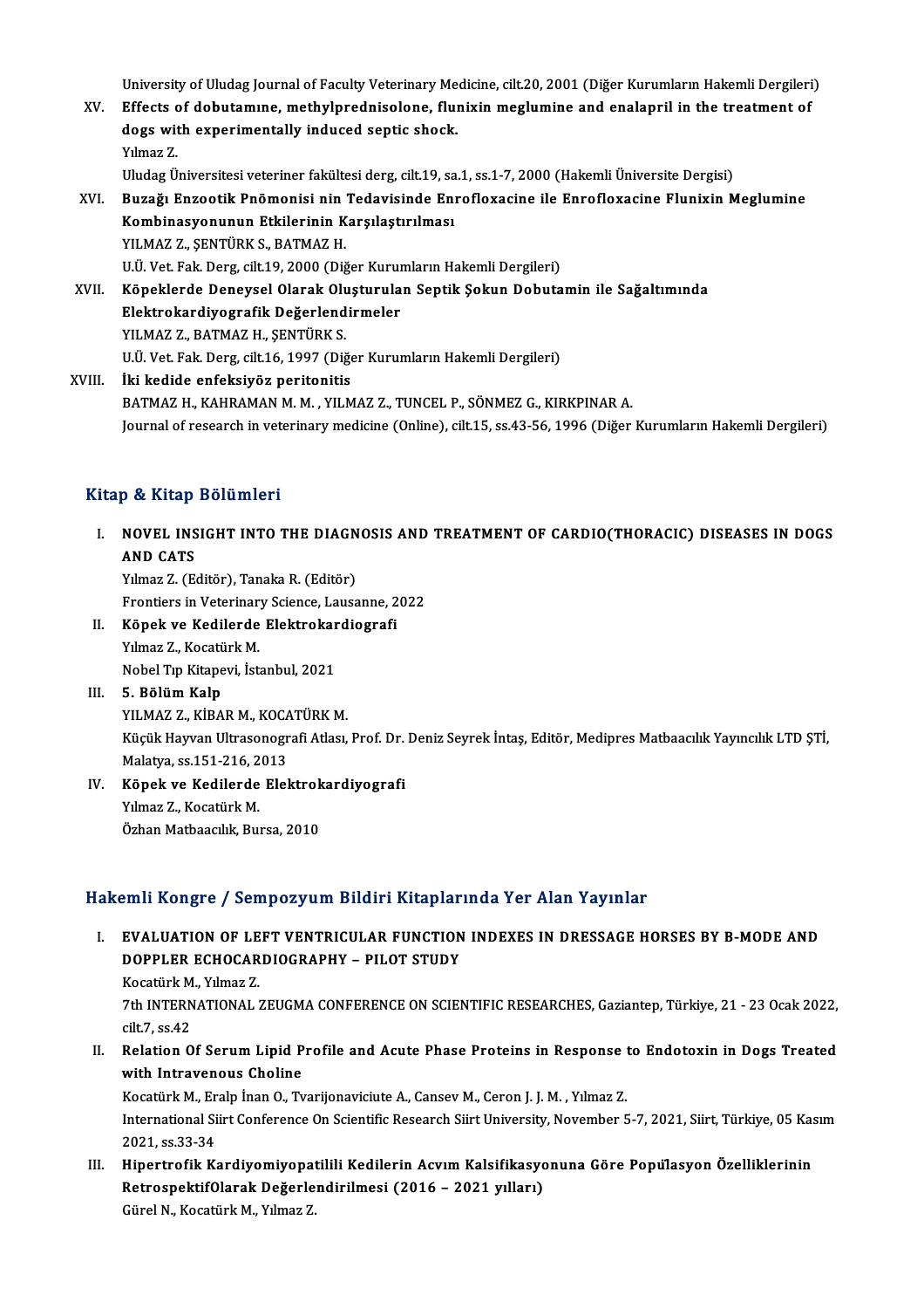University of Uludag Journal of Faculty Veterinary Medicine, cilt.20, 2001 (Diğer Kurumların Hakemli Dergileri)

XV. **Effects of dobutamıne, methylprednisolone, flunixin meglumine and enalapril in the treatment of dogs with experimentally induced septic shock.**
Yılmaz Z.
Uludag Üniversitesi veteriner fakültesi derg, cilt.19, sa.1, ss.1-7, 2000 (Hakemli Üniversite Dergisi)

XVI. **Buzağı Enzootik Pnömonisi nin Tedavisinde Enrofloxacine ile Enrofloxacine Flunixin Meglumine Kombinasyonunun Etkilerinin Karşılaştırılması**
YILMAZ Z., ŞENTÜRK S., BATMAZ H.
U.Ü. Vet. Fak. Derg, cilt.19, 2000 (Diğer Kurumların Hakemli Dergileri)

XVII. **Köpeklerde Deneysel Olarak Oluşturulan Septik Şokun Dobutamin ile Sağaltımında Elektrokardiyografik Değerlendirmeler**
YILMAZ Z., BATMAZ H., ŞENTÜRK S.
U.Ü. Vet. Fak. Derg, cilt.16, 1997 (Diğer Kurumların Hakemli Dergileri)

XVIII. **İki kedide enfeksiyöz peritonitis**
BATMAZ H., KAHRAMAN M. M. , YILMAZ Z., TUNCEL P., SÖNMEZ G., KIRKPINAR A.
Journal of research in veterinary medicine (Online), cilt.15, ss.43-56, 1996 (Diğer Kurumların Hakemli Dergileri)

## Kitap & Kitap Bölümleri

I. **NOVEL INSIGHT INTO THE DIAGNOSIS AND TREATMENT OF CARDIO(THORACIC) DISEASES IN DOGS AND CATS**
Yılmaz Z. (Editör), Tanaka R. (Editör)
Frontiers in Veterinary Science, Lausanne, 2022

II. **Köpek ve Kedilerde Elektrokardiografi**
Yılmaz Z., Kocatürk M.
Nobel Tıp Kitapevi, İstanbul, 2021

III. **5. Bölüm Kalp**
YILMAZ Z., KİBAR M., KOCATÜRK M.
Küçük Hayvan Ultrasonografi Atlası, Prof. Dr. Deniz Seyrek İntaş, Editör, Medipres Matbaacılık Yayıncılık LTD ŞTİ, Malatya, ss.151-216, 2013

IV. **Köpek ve Kedilerde Elektrokardiyografi**
Yılmaz Z., Kocatürk M.
Özhan Matbaacılık, Bursa, 2010

## Hakemli Kongre / Sempozyum Bildiri Kitaplarında Yer Alan Yayınlar

I. **EVALUATION OF LEFT VENTRICULAR FUNCTION INDEXES IN DRESSAGE HORSES BY B-MODE AND DOPPLER ECHOCARDIOGRAPHY – PILOT STUDY**
Kocatürk M., Yılmaz Z.
7th INTERNATIONAL ZEUGMA CONFERENCE ON SCIENTIFIC RESEARCHES, Gaziantep, Türkiye, 21 - 23 Ocak 2022, cilt.7, ss.42

II. **Relation Of Serum Lipid Profile and Acute Phase Proteins in Response to Endotoxin in Dogs Treated with Intravenous Choline**
Kocatürk M., Eralp İnan O., Tvarijonaviciute A., Cansev M., Ceron J. J. M. , Yılmaz Z.
International Siirt Conference On Scientific Research Siirt University, November 5-7, 2021, Siirt, Türkiye, 05 Kasım 2021, ss.33-34

III. **Hipertrofik Kardiyomiyopatilili Kedilerin Acvım Kalsifikasyonuna Göre Popülasyon Özelliklerinin RetrospektifOlarak Değerlendirilmesi (2016 – 2021 yılları)**
Gürel N., Kocatürk M., Yılmaz Z.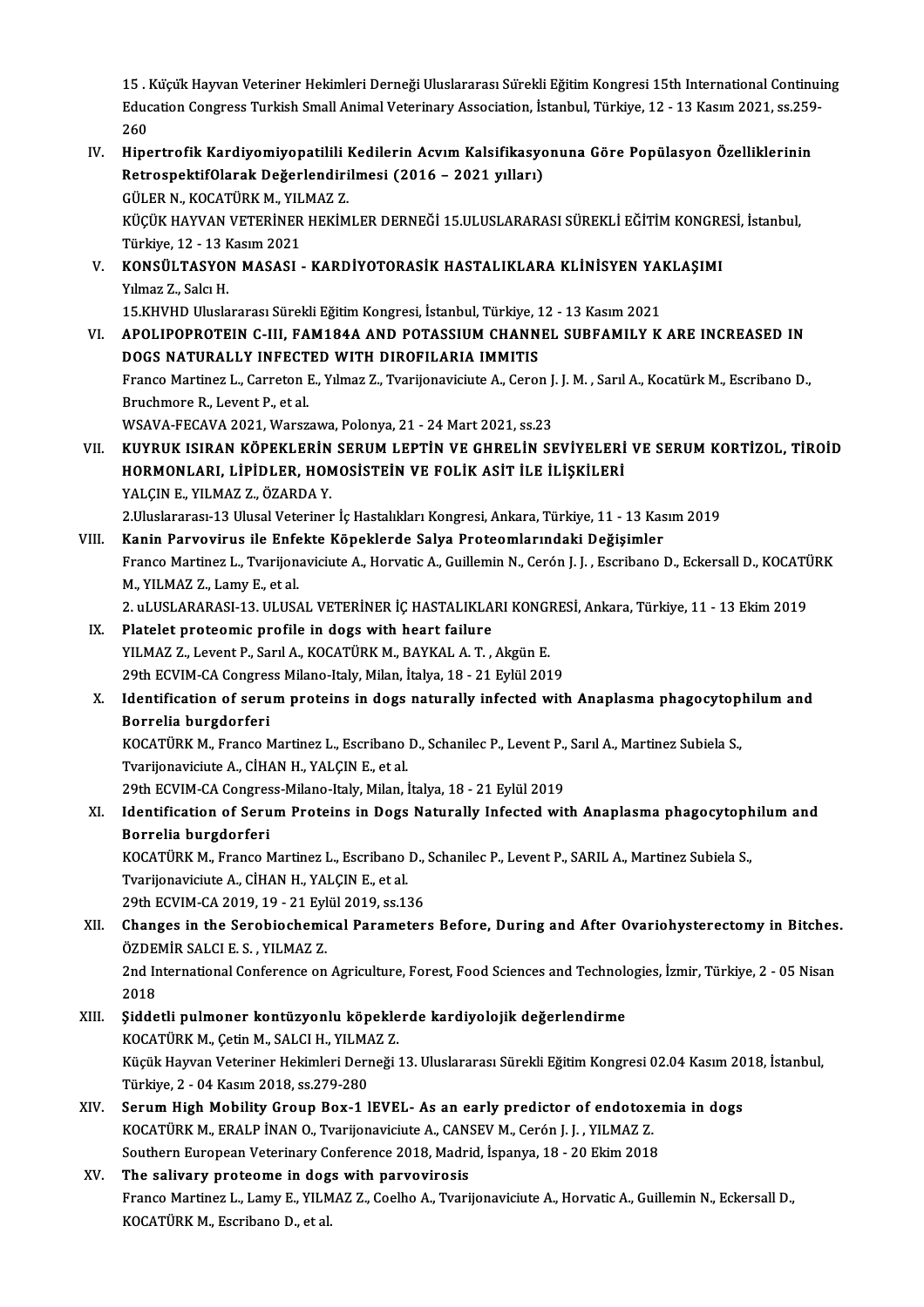15 . Küçük Hayvan Veteriner Hekimleri Derneği Uluslararası Sürekli Eğitim Kongresi 15th International Continuing Education Congress Turkish Small Animal Veterinary Association, İstanbul, Türkiye, 12 - 13 Kasım 2021, ss.259-260

IV. **Hipertrofik Kardiyomiyopatilili Kedilerin Acvım Kalsifikasyonuna Göre Popülasyon Özelliklerinin RetrospektifOlarak Değerlendirilmesi (2016 – 2021 yılları)**
GÜLER N., KOCATÜRK M., YILMAZ Z.
KÜÇÜK HAYVAN VETERİNER HEKİMLER DERNEĞİ 15.ULUSLARARASI SÜREKLİ EĞİTİM KONGRESİ, İstanbul, Türkiye, 12 - 13 Kasım 2021

V. **KONSÜLTASYON MASASI - KARDİYOTORASİK HASTALIKLARA KLİNİSYEN YAKLAŞIMI**
Yılmaz Z., Salcı H.
15.KHVHD Uluslararası Sürekli Eğitim Kongresi, İstanbul, Türkiye, 12 - 13 Kasım 2021

VI. **APOLIPOPROTEIN C-III, FAM184A AND POTASSIUM CHANNEL SUBFAMILY K ARE INCREASED IN DOGS NATURALLY INFECTED WITH DIROFILARIA IMMITIS**
Franco Martinez L., Carreton E., Yılmaz Z., Tvarijonaviciute A., Ceron J. J. M. , Sarıl A., Kocatürk M., Escribano D., Bruchmore R., Levent P., et al.
WSAVA-FECAVA 2021, Warszawa, Polonya, 21 - 24 Mart 2021, ss.23

VII. **KUYRUK ISIRAN KÖPEKLERİN SERUM LEPTİN VE GHRELİN SEVİYELERİ VE SERUM KORTİZOL, TİROİD HORMONLARI, LİPİDLER, HOMOSİSTEİN VE FOLİK ASİT İLE İLİŞKİLERİ**
YALÇIN E., YILMAZ Z., ÖZARDA Y.
2.Uluslararası-13 Ulusal Veteriner İç Hastalıkları Kongresi, Ankara, Türkiye, 11 - 13 Kasım 2019

VIII. **Kanin Parvovirus ile Enfekte Köpeklerde Salya Proteomlarındaki Değişimler**
Franco Martinez L., Tvarijonaviciute A., Horvatic A., Guillemin N., Cerón J. J. , Escribano D., Eckersall D., KOCATÜRK M., YILMAZ Z., Lamy E., et al.
2. uLUSLARARASI-13. ULUSAL VETERİNER İÇ HASTALIKLARI KONGRESİ, Ankara, Türkiye, 11 - 13 Ekim 2019

IX. **Platelet proteomic profile in dogs with heart failure**
YILMAZ Z., Levent P., Sarıl A., KOCATÜRK M., BAYKAL A. T. , Akgün E.
29th ECVIM-CA Congress Milano-Italy, Milan, İtalya, 18 - 21 Eylül 2019

X. **Identification of serum proteins in dogs naturally infected with Anaplasma phagocytophilum and Borrelia burgdorferi**
KOCATÜRK M., Franco Martinez L., Escribano D., Schanilec P., Levent P., Sarıl A., Martinez Subiela S., Tvarijonaviciute A., CİHAN H., YALÇIN E., et al.
29th ECVIM-CA Congress-Milano-Italy, Milan, İtalya, 18 - 21 Eylül 2019

XI. **Identification of Serum Proteins in Dogs Naturally Infected with Anaplasma phagocytophilum and Borrelia burgdorferi**
KOCATÜRK M., Franco Martinez L., Escribano D., Schanilec P., Levent P., SARIL A., Martinez Subiela S., Tvarijonaviciute A., CİHAN H., YALÇIN E., et al.
29th ECVIM-CA 2019, 19 - 21 Eylül 2019, ss.136

XII. **Changes in the Serobiochemical Parameters Before, During and After Ovariohysterectomy in Bitches.**
ÖZDEMİR SALCI E. S. , YILMAZ Z.
2nd International Conference on Agriculture, Forest, Food Sciences and Technologies, İzmir, Türkiye, 2 - 05 Nisan 2018

XIII. **Şiddetli pulmoner kontüzyonlu köpeklerde kardiyolojik değerlendirme**
KOCATÜRK M., Çetin M., SALCI H., YILMAZ Z.
Küçük Hayvan Veteriner Hekimleri Derneği 13. Uluslararası Sürekli Eğitim Kongresi 02.04 Kasım 2018, İstanbul, Türkiye, 2 - 04 Kasım 2018, ss.279-280

XIV. **Serum High Mobility Group Box-1 lEVEL- As an early predictor of endotoxemia in dogs**
KOCATÜRK M., ERALP İNAN O., Tvarijonaviciute A., CANSEV M., Cerón J. J. , YILMAZ Z.
Southern European Veterinary Conference 2018, Madrid, İspanya, 18 - 20 Ekim 2018

XV. **The salivary proteome in dogs with parvovirosis**
Franco Martinez L., Lamy E., YILMAZ Z., Coelho A., Tvarijonaviciute A., Horvatic A., Guillemin N., Eckersall D., KOCATÜRK M., Escribano D., et al.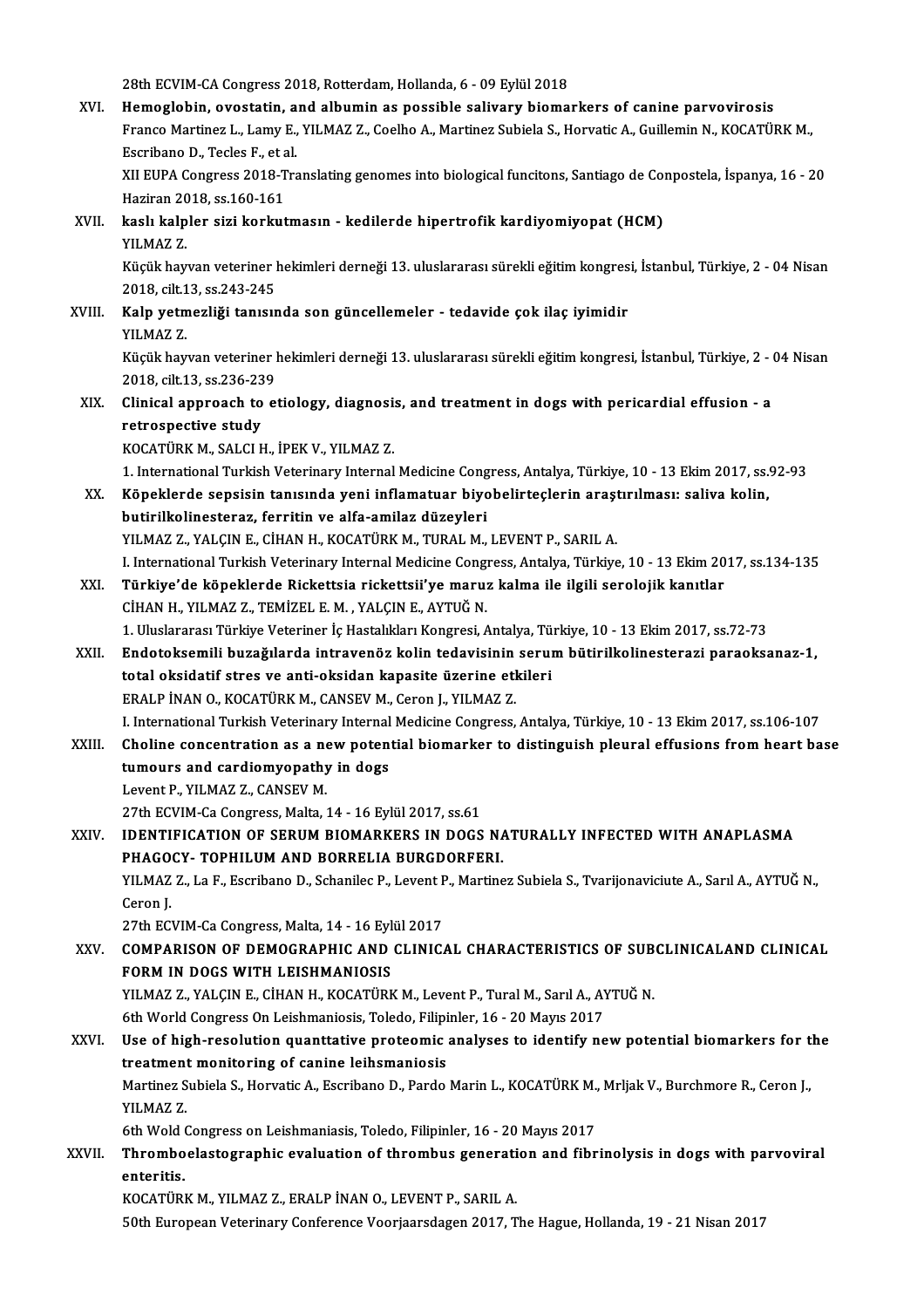28th ECVIM-CA Congress 2018, Rotterdam, Hollanda, 6 - 09 Eylül 2018

XVI. **Hemoglobin, ovostatin, and albumin as possible salivary biomarkers of canine parvovirosis**
Franco Martinez L., Lamy E., YILMAZ Z., Coelho A., Martinez Subiela S., Horvatic A., Guillemin N., KOCATÜRK M., Escribano D., Tecles F., et al.
XII EUPA Congress 2018-Translating genomes into biological funcitons, Santiago de Conpostela, İspanya, 16 - 20 Haziran 2018, ss.160-161

XVII. **kaslı kalpler sizi korkutmasın - kedilerde hipertrofik kardiyomiyopat (HCM)**
YILMAZ Z.
Küçük hayvan veteriner hekimleri derneği 13. uluslararası sürekli eğitim kongresi, İstanbul, Türkiye, 2 - 04 Nisan 2018, cilt.13, ss.243-245

XVIII. **Kalp yetmezliği tanısında son güncellemeler - tedavide çok ilaç iyimidir**
YILMAZ Z.
Küçük hayvan veteriner hekimleri derneği 13. uluslararası sürekli eğitim kongresi, İstanbul, Türkiye, 2 - 04 Nisan 2018, cilt.13, ss.236-239

XIX. **Clinical approach to etiology, diagnosis, and treatment in dogs with pericardial effusion - a retrospective study**
KOCATÜRK M., SALCI H., İPEK V., YILMAZ Z.
1. International Turkish Veterinary Internal Medicine Congress, Antalya, Türkiye, 10 - 13 Ekim 2017, ss.92-93

XX. **Köpeklerde sepsisin tanısında yeni inflamatuar biyobelirteçlerin araştırılması: saliva kolin, butirilkolinesteraz, ferritin ve alfa-amilaz düzeyleri**
YILMAZ Z., YALÇIN E., CİHAN H., KOCATÜRK M., TURAL M., LEVENT P., SARIL A.
I. International Turkish Veterinary Internal Medicine Congress, Antalya, Türkiye, 10 - 13 Ekim 2017, ss.134-135

XXI. **Türkiye'de köpeklerde Rickettsia rickettsii'ye maruz kalma ile ilgili serolojik kanıtlar**
CİHAN H., YILMAZ Z., TEMİZEL E. M. , YALÇIN E., AYTUĞ N.
1. Uluslararası Türkiye Veteriner İç Hastalıkları Kongresi, Antalya, Türkiye, 10 - 13 Ekim 2017, ss.72-73

XXII. **Endotoksemili buzağılarda intravenöz kolin tedavisinin serum bütirilkolinesterazi paraoksanaz-1, total oksidatif stres ve anti-oksidan kapasite üzerine etkileri**
ERALP İNAN O., KOCATÜRK M., CANSEV M., Ceron J., YILMAZ Z.
I. International Turkish Veterinary Internal Medicine Congress, Antalya, Türkiye, 10 - 13 Ekim 2017, ss.106-107

XXIII. **Choline concentration as a new potential biomarker to distinguish pleural effusions from heart base tumours and cardiomyopathy in dogs**
Levent P., YILMAZ Z., CANSEV M.
27th ECVIM-Ca Congress, Malta, 14 - 16 Eylül 2017, ss.61

XXIV. **IDENTIFICATION OF SERUM BIOMARKERS IN DOGS NATURALLY INFECTED WITH ANAPLASMA PHAGOCY- TOPHILUM AND BORRELIA BURGDORFERI.**
YILMAZ Z., La F., Escribano D., Schanilec P., Levent P., Martinez Subiela S., Tvarijonaviciute A., Sarıl A., AYTUĞ N., Ceron J.
27th ECVIM-Ca Congress, Malta, 14 - 16 Eylül 2017

XXV. **COMPARISON OF DEMOGRAPHIC AND CLINICAL CHARACTERISTICS OF SUBCLINICALAND CLINICAL FORM IN DOGS WITH LEISHMANIOSIS**
YILMAZ Z., YALÇIN E., CİHAN H., KOCATÜRK M., Levent P., Tural M., Sarıl A., AYTUĞ N.
6th World Congress On Leishmaniosis, Toledo, Filipinler, 16 - 20 Mayıs 2017

XXVI. **Use of high-resolution quanttative proteomic analyses to identify new potential biomarkers for the treatment monitoring of canine leihsmaniosis**
Martinez Subiela S., Horvatic A., Escribano D., Pardo Marin L., KOCATÜRK M., Mrljak V., Burchmore R., Ceron J., YILMAZ Z.
6th Wold Congress on Leishmaniasis, Toledo, Filipinler, 16 - 20 Mayıs 2017

XXVII. **Thromboelastographic evaluation of thrombus generation and fibrinolysis in dogs with parvoviral enteritis.**
KOCATÜRK M., YILMAZ Z., ERALP İNAN O., LEVENT P., SARIL A.
50th European Veterinary Conference Voorjaarsdagen 2017, The Hague, Hollanda, 19 - 21 Nisan 2017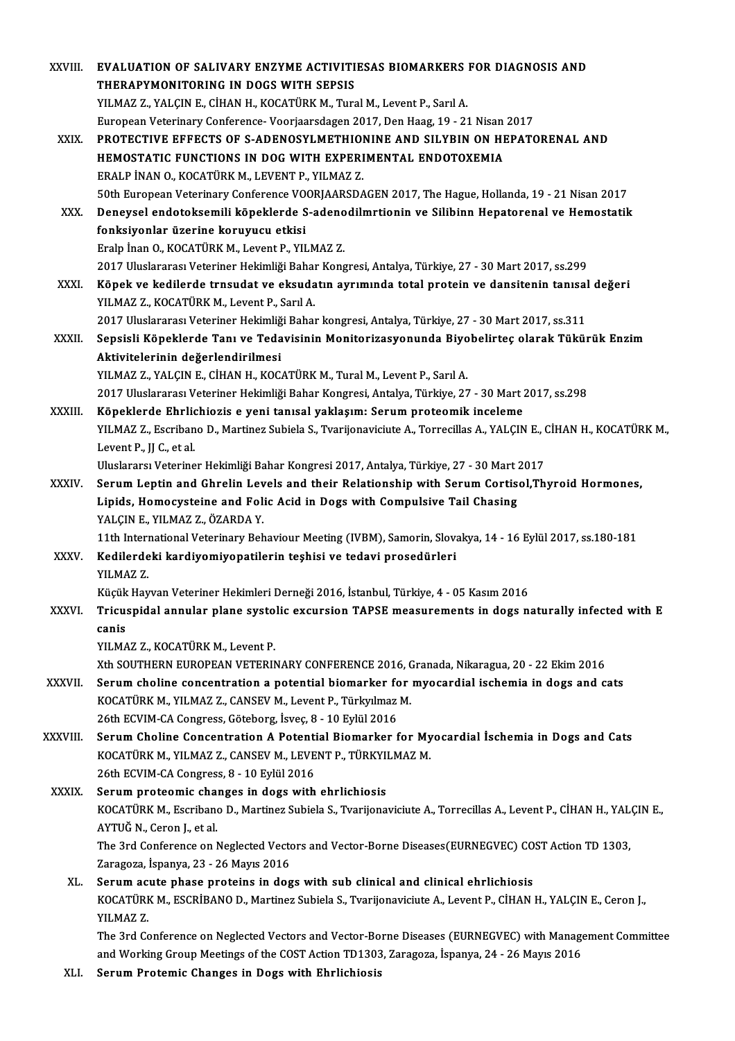XXVIII. **EVALUATION OF SALIVARY ENZYME ACTIVITIESAS BIOMARKERS FOR DIAGNOSIS AND THERAPYMONITORING IN DOGS WITH SEPSIS**
YILMAZ Z., YALÇIN E., CİHAN H., KOCATÜRK M., Tural M., Levent P., Sarıl A.
European Veterinary Conference- Voorjaarsdagen 2017, Den Haag, 19 - 21 Nisan 2017

XXIX. **PROTECTIVE EFFECTS OF S-ADENOSYLMETHIONINE AND SILYBIN ON HEPATORENAL AND HEMOSTATIC FUNCTIONS IN DOG WITH EXPERIMENTAL ENDOTOXEMIA**
ERALP İNAN O., KOCATÜRK M., LEVENT P., YILMAZ Z.
50th European Veterinary Conference VOORJAARSDAGEN 2017, The Hague, Hollanda, 19 - 21 Nisan 2017

XXX. **Deneysel endotoksemili köpeklerde S-adenodilmrtionin ve Silibinn Hepatorenal ve Hemostatik fonksiyonlar üzerine koruyucu etkisi**
Eralp İnan O., KOCATÜRK M., Levent P., YILMAZ Z.
2017 Uluslararası Veteriner Hekimliği Bahar Kongresi, Antalya, Türkiye, 27 - 30 Mart 2017, ss.299

XXXI. **Köpek ve kedilerde trnsudat ve eksudatın ayrımında total protein ve dansitenin tanısal değeri**
YILMAZ Z., KOCATÜRK M., Levent P., Sarıl A.
2017 Uluslararası Veteriner Hekimliği Bahar kongresi, Antalya, Türkiye, 27 - 30 Mart 2017, ss.311

XXXII. **Sepsisli Köpeklerde Tanı ve Tedavisinin Monitorizasyonunda Biyobelirteç olarak Tükürük Enzim Aktivitelerinin değerlendirilmesi**
YILMAZ Z., YALÇIN E., CİHAN H., KOCATÜRK M., Tural M., Levent P., Sarıl A.
2017 Uluslararası Veteriner Hekimliği Bahar Kongresi, Antalya, Türkiye, 27 - 30 Mart 2017, ss.298

XXXIII. **Köpeklerde Ehrlichiozis e yeni tanısal yaklaşım: Serum proteomik inceleme**
YILMAZ Z., Escribano D., Martinez Subiela S., Tvarijonaviciute A., Torrecillas A., YALÇIN E., CİHAN H., KOCATÜRK M., Levent P., JJ C., et al.
Uluslararsı Veteriner Hekimliği Bahar Kongresi 2017, Antalya, Türkiye, 27 - 30 Mart 2017

XXXIV. **Serum Leptin and Ghrelin Levels and their Relationship with Serum Cortisol,Thyroid Hormones, Lipids, Homocysteine and Folic Acid in Dogs with Compulsive Tail Chasing**
YALÇIN E., YILMAZ Z., ÖZARDA Y.
11th International Veterinary Behaviour Meeting (IVBM), Samorin, Slovakya, 14 - 16 Eylül 2017, ss.180-181

XXXV. **Kedilerdeki kardiyomiyopatilerin teşhisi ve tedavi prosedürleri**
YILMAZ Z.
Küçük Hayvan Veteriner Hekimleri Derneği 2016, İstanbul, Türkiye, 4 - 05 Kasım 2016

XXXVI. **Tricuspidal annular plane systolic excursion TAPSE measurements in dogs naturally infected with E canis**
YILMAZ Z., KOCATÜRK M., Levent P.
Xth SOUTHERN EUROPEAN VETERINARY CONFERENCE 2016, Granada, Nikaragua, 20 - 22 Ekim 2016

XXXVII. **Serum choline concentration a potential biomarker for myocardial ischemia in dogs and cats**
KOCATÜRK M., YILMAZ Z., CANSEV M., Levent P., Türkyılmaz M.
26th ECVIM-CA Congress, Göteborg, İsveç, 8 - 10 Eylül 2016

XXXVIII. **Serum Choline Concentration A Potential Biomarker for Myocardial İschemia in Dogs and Cats**
KOCATÜRK M., YILMAZ Z., CANSEV M., LEVENT P., TÜRKYILMAZ M.
26th ECVIM-CA Congress, 8 - 10 Eylül 2016

XXXIX. **Serum proteomic changes in dogs with ehrlichiosis**
KOCATÜRK M., Escribano D., Martinez Subiela S., Tvarijonaviciute A., Torrecillas A., Levent P., CİHAN H., YALÇIN E., AYTUĞ N., Ceron J., et al.
The 3rd Conference on Neglected Vectors and Vector-Borne Diseases(EURNEGVEC) COST Action TD 1303, Zaragoza, İspanya, 23 - 26 Mayıs 2016

XL. **Serum acute phase proteins in dogs with sub clinical and clinical ehrlichiosis**
KOCATÜRK M., ESCRİBANO D., Martinez Subiela S., Tvarijonaviciute A., Levent P., CİHAN H., YALÇIN E., Ceron J., YILMAZ Z.
The 3rd Conference on Neglected Vectors and Vector-Borne Diseases (EURNEGVEC) with Management Committee and Working Group Meetings of the COST Action TD1303, Zaragoza, İspanya, 24 - 26 Mayıs 2016

XLI. **Serum Protemic Changes in Dogs with Ehrlichiosis**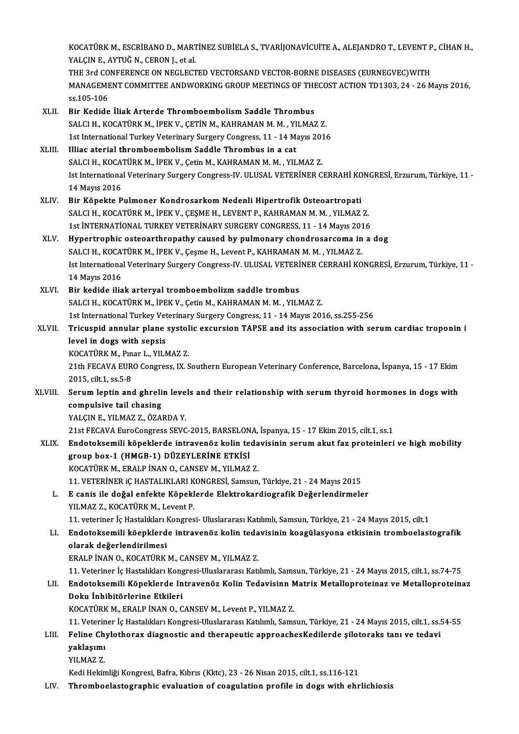KOCATÜRK M., ESCRİBANO D., MARTİNEZ SUBİELA S., TVARİJONAVİCUİTE A., ALEJANDRO T., LEVENT P., CİHAN H., YALÇIN E., AYTUĞ N., CERON J., et al.
THE 3rd CONFERENCE ON NEGLECTED VECTORSAND VECTOR-BORNE DISEASES (EURNEGVEC)WITH MANAGEMENT COMMITTEE ANDWORKING GROUP MEETINGS OF THECOST ACTION TD1303, 24 - 26 Mayıs 2016, ss.105-106

XLII. **Bir Kedide İliak Arterde Thromboembolism Saddle Thrombus**
SALCI H., KOCATÜRK M., İPEK V., ÇETİN M., KAHRAMAN M. M. , YILMAZ Z.
1st International Turkey Veterinary Surgery Congress, 11 - 14 Mayıs 2016

XLIII. **Illiac aterial thromboembolism Saddle Thrombus in a cat**
SALCI H., KOCATÜRK M., İPEK V., Çetin M., KAHRAMAN M. M. , YILMAZ Z.
Ist International Veterinary Surgery Congress-IV. ULUSAL VETERİNER CERRAHİ KONGRESİ, Erzurum, Türkiye, 11 - 14 Mayıs 2016

XLIV. **Bir Köpekte Pulmoner Kondrosarkom Nedenli Hipertrofik Osteoartropati**
SALCI H., KOCATÜRK M., İPEK V., ÇEŞME H., LEVENT P., KAHRAMAN M. M. , YILMAZ Z.
1st İNTERNATİONAL TURKEY VETERİNARY SURGERY CONGRESS, 11 - 14 Mayıs 2016

XLV. **Hypertrophic osteoarthropathy caused by pulmonary chondrosarcoma in a dog**
SALCI H., KOCATÜRK M., İPEK V., Çeşme H., Levent P., KAHRAMAN M. M. , YILMAZ Z.
Ist International Veterinary Surgery Congress-IV. ULUSAL VETERİNER CERRAHİ KONGRESİ, Erzurum, Türkiye, 11 - 14 Mayıs 2016

XLVI. **Bir kedide iliak arteryal tromboembolizm saddle trombus**
SALCI H., KOCATÜRK M., İPEK V., Çetin M., KAHRAMAN M. M. , YILMAZ Z.
1st International Turkey Veterinary Surgery Congress, 11 - 14 Mayıs 2016, ss.255-256

XLVII. **Tricuspid annular plane systolic excursion TAPSE and its association with serum cardiac troponin i level in dogs with sepsis**
KOCATÜRK M., Pınar L., YILMAZ Z.
21th FECAVA EURO Congress, IX. Southern European Veterinary Conference, Barcelona, İspanya, 15 - 17 Ekim 2015, cilt.1, ss.5-8

XLVIII. **Serum leptin and ghrelin levels and their relationship with serum thyroid hormones in dogs with compulsive tail chasing**
YALÇIN E., YILMAZ Z., ÖZARDA Y.
21st FECAVA EuroCongress SEVC-2015, BARSELONA, İspanya, 15 - 17 Ekim 2015, cilt.1, ss.1

XLIX. **Endotoksemili köpeklerde intravenöz kolin tedavisinin serum akut faz proteinleri ve high mobility group box-1 (HMGB-1) DÜZEYLERİNE ETKİSİ**
KOCATÜRK M., ERALP İNAN O., CANSEV M., YILMAZ Z.
11. VETERİNER iÇ HASTALIKLARI KONGRESİ, Samsun, Türkiye, 21 - 24 Mayıs 2015

L. **E canis ile doğal enfekte Köpeklerde Elektrokardiografik Değerlendirmeler**
YILMAZ Z., KOCATÜRK M., Levent P.
11. veteriner İç Hastalıkları Kongresi- Uluslararası Katılımlı, Samsun, Türkiye, 21 - 24 Mayıs 2015, cilt.1

LI. **Endotoksemili köepklerde intravenöz kolin tedavisinin koagülasyona etkisinin tromboelastografik olarak değerlendirilmesi**
ERALP İNAN O., KOCATÜRK M., CANSEV M., YILMAZ Z.
11. Veteriner İç Hastalıkları Kongresi-Uluslararası Katılımlı, Samsun, Türkiye, 21 - 24 Mayıs 2015, cilt.1, ss.74-75

LII. **Endotoksemili Köpeklerde Intravenöz Kolin Tedavisinn Matrix Metalloproteinaz ve Metalloproteinaz Doku İnhibitörlerine Etkileri**
KOCATÜRK M., ERALP İNAN O., CANSEV M., Levent P., YILMAZ Z.
11. Veteriner İç Hastalıkları Kongresi-Uluslararası Katılımlı, Samsun, Türkiye, 21 - 24 Mayıs 2015, cilt.1, ss.54-55

LIII. **Feline Chylothorax diagnostic and therapeutic approachesKedilerde şilotoraks tanı ve tedavi yaklaşımı**
YILMAZ Z.
Kedi Hekimliği Kongresi, Bafra, Kıbrıs (Kktc), 23 - 26 Nisan 2015, cilt.1, ss.116-121

LIV. **Thromboelastographic evaluation of coagulation profile in dogs with ehrlichiosis**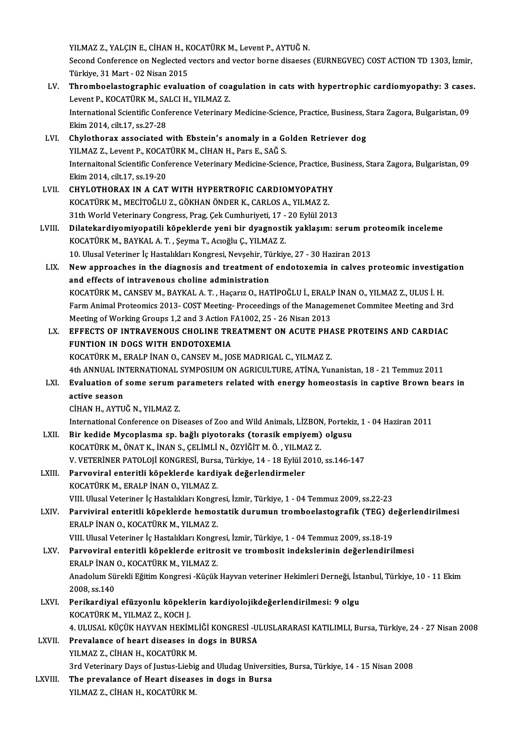YILMAZ Z., YALÇIN E., CİHAN H., KOCATÜRK M., Levent P., AYTUĞ N.
Second Conference on Neglected vectors and vector borne disaeses (EURNEGVEC) COST ACTION TD 1303, İzmir, Türkiye, 31 Mart - 02 Nisan 2015

LV. **Thromboelastographic evaluation of coagulation in cats with hypertrophic cardiomyopathy: 3 cases.**
Levent P., KOCATÜRK M., SALCI H., YILMAZ Z.
International Scientific Conference Veterinary Medicine-Science, Practice, Business, Stara Zagora, Bulgaristan, 09 Ekim 2014, cilt.17, ss.27-28

LVI. **Chylothorax associated with Ebstein's anomaly in a Golden Retriever dog**
YILMAZ Z., Levent P., KOCATÜRK M., CİHAN H., Pars E., SAĞ S.
Internaitonal Scientific Conference Veterinary Medicine-Science, Practice, Business, Stara Zagora, Bulgaristan, 09 Ekim 2014, cilt.17, ss.19-20

LVII. **CHYLOTHORAX IN A CAT WITH HYPERTROFIC CARDIOMYOPATHY**
KOCATÜRK M., MECİTOĞLU Z., GÖKHAN ÖNDER K., CARLOS A., YILMAZ Z.
31th World Veterinary Congress, Prag, Çek Cumhuriyeti, 17 - 20 Eylül 2013

LVIII. **Dilatekardiyomiyopatili köpeklerde yeni bir dyagnostik yaklaşım: serum proteomik inceleme**
KOCATÜRK M., BAYKAL A. T. , Şeyma T., Acıoğlu Ç., YILMAZ Z.
10. Ulusal Veteriner İç Hastalıkları Kongresi, Nevşehir, Türkiye, 27 - 30 Haziran 2013

LIX. **New approaches in the diagnosis and treatment of endotoxemia in calves proteomic investigation and effects of intravenous choline administration**
KOCATÜRK M., CANSEV M., BAYKAL A. T. , Haçarız O., HATİPOĞLU İ., ERALP İNAN O., YILMAZ Z., ULUS İ. H.
Farm Animal Proteomics 2013- COST Meeting- Proceedings of the Managemenet Commitee Meeting and 3rd Meeting of Working Groups 1,2 and 3 Action FA1002, 25 - 26 Nisan 2013

LX. **EFFECTS OF INTRAVENOUS CHOLINE TREATMENT ON ACUTE PHASE PROTEINS AND CARDIAC FUNTION IN DOGS WITH ENDOTOXEMIA**
KOCATÜRK M., ERALP İNAN O., CANSEV M., JOSE MADRIGAL C., YILMAZ Z.
4th ANNUAL INTERNATIONAL SYMPOSIUM ON AGRICULTURE, ATİNA, Yunanistan, 18 - 21 Temmuz 2011

LXI. **Evaluation of some serum parameters related with energy homeostasis in captive Brown bears in active season**
CİHAN H., AYTUĞ N., YILMAZ Z.
International Conference on Diseases of Zoo and Wild Animals, LİZBON, Portekiz, 1 - 04 Haziran 2011

LXII. **Bir kedide Mycoplasma sp. bağlı piyotoraks (torasik empiyem) olgusu**
KOCATÜRK M., ÖNAT K., İNAN S., ÇELİMLİ N., ÖZYİĞİT M. Ö. , YILMAZ Z.
V. VETERİNER PATOLOJİ KONGRESİ, Bursa, Türkiye, 14 - 18 Eylül 2010, ss.146-147

LXIII. **Parvoviral enteritli köpeklerde kardiyak değerlendirmeler**
KOCATÜRK M., ERALP İNAN O., YILMAZ Z.
VIII. Ulusal Veteriner İç Hastalıkları Kongresi, İzmir, Türkiye, 1 - 04 Temmuz 2009, ss.22-23

LXIV. **Parviviral enteritli köpeklerde hemostatik durumun tromboelastografik (TEG) değerlendirilmesi**
ERALP İNAN O., KOCATÜRK M., YILMAZ Z.
VIII. Ulusal Veteriner İç Hastalıkları Kongresi, İzmir, Türkiye, 1 - 04 Temmuz 2009, ss.18-19

LXV. **Parvoviral enteritli köpeklerde eritrosit ve trombosit indekslerinin değerlendirilmesi**
ERALP İNAN O., KOCATÜRK M., YILMAZ Z.
Anadolum Sürekli Eğitim Kongresi -Küçük Hayvan veteriner Hekimleri Derneği, İstanbul, Türkiye, 10 - 11 Ekim 2008, ss.140

LXVI. **Perikardiyal efüzyonlu köpeklerin kardiyolojikdeğerlendirilmesi: 9 olgu**
KOCATÜRK M., YILMAZ Z., KOCH J.
4. ULUSAL KÜÇÜK HAYVAN HEKİMLİĞİ KONGRESİ -ULUSLARARASI KATILIMLI, Bursa, Türkiye, 24 - 27 Nisan 2008

LXVII. **Prevalance of heart diseases in dogs in BURSA**
YILMAZ Z., CİHAN H., KOCATÜRK M.
3rd Veterinary Days of Justus-Liebig and Uludag Universities, Bursa, Türkiye, 14 - 15 Nisan 2008

LXVIII. **The prevalance of Heart diseases in dogs in Bursa**
YILMAZ Z., CİHAN H., KOCATÜRK M.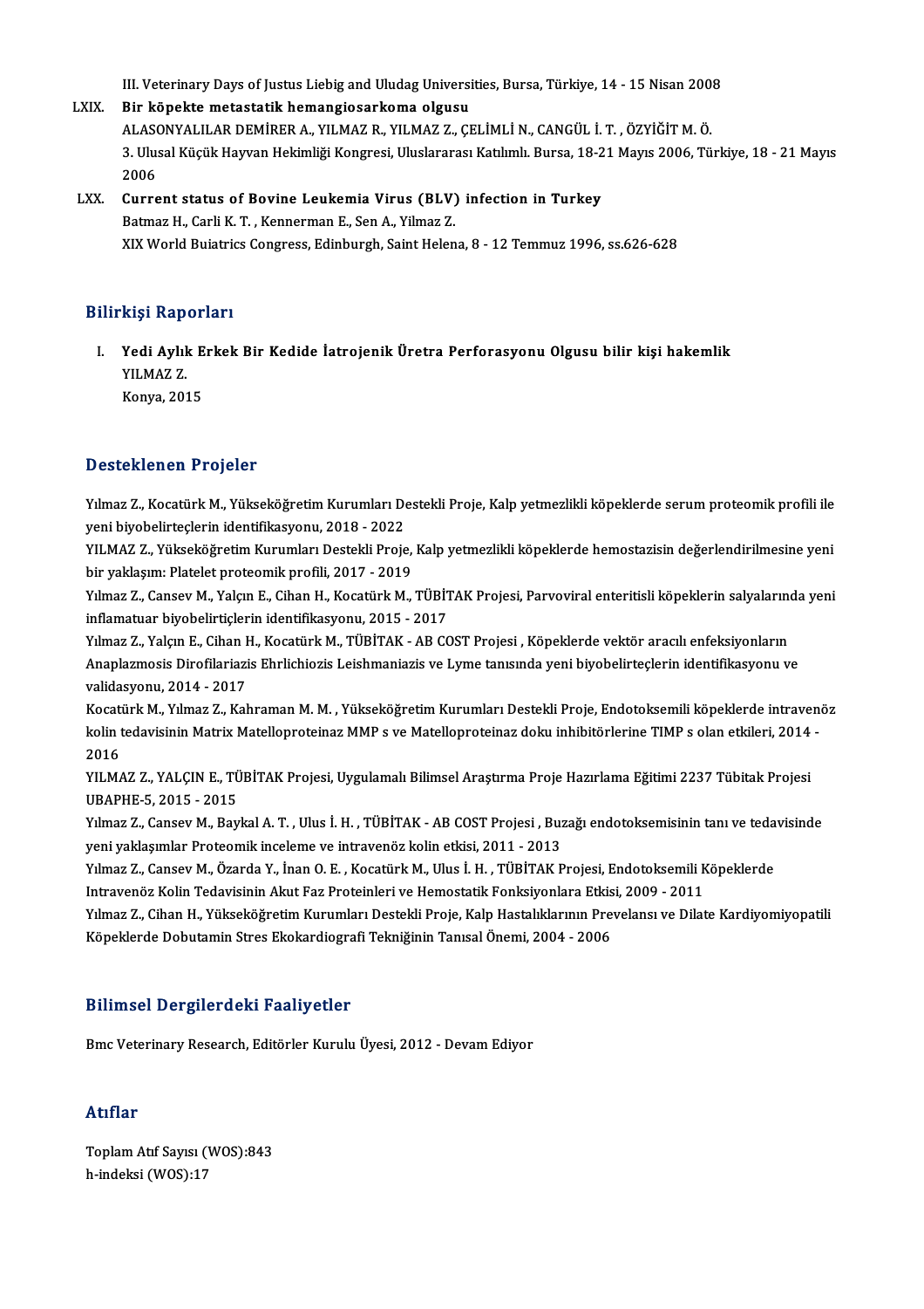III. Veterinary Days of Justus Liebig and Uludag Universities, Bursa, Türkiye, 14 - 15 Nisan 2008

LXIX. **Bir köpekte metastatik hemangiosarkoma olgusu**
ALASONYALILAR DEMİRER A., YILMAZ R., YILMAZ Z., ÇELİMLİ N., CANGÜL İ. T. , ÖZYİĞİT M. Ö.
3. Ulusal Küçük Hayvan Hekimliği Kongresi, Uluslararası Katılımlı. Bursa, 18-21 Mayıs 2006, Türkiye, 18 - 21 Mayıs 2006

LXX. **Current status of Bovine Leukemia Virus (BLV) infection in Turkey**
Batmaz H., Carli K. T. , Kennerman E., Sen A., Yilmaz Z.
XIX World Buiatrics Congress, Edinburgh, Saint Helena, 8 - 12 Temmuz 1996, ss.626-628

## Bilirkişi Raporları

I. **Yedi Aylık Erkek Bir Kedide İatrojenik Üretra Perforasyonu Olgusu bilir kişi hakemlik**
YILMAZ Z.
Konya, 2015

## Desteklenen Projeler

Yılmaz Z., Kocatürk M., Yükseköğretim Kurumları Destekli Proje, Kalp yetmezlikli köpeklerde serum proteomik profili ile yeni biyobelirteçlerin identifikasyonu, 2018 - 2022

YILMAZ Z., Yükseköğretim Kurumları Destekli Proje, Kalp yetmezlikli köpeklerde hemostazisin değerlendirilmesine yeni bir yaklaşım: Platelet proteomik profili, 2017 - 2019

Yılmaz Z., Cansev M., Yalçın E., Cihan H., Kocatürk M., TÜBİTAK Projesi, Parvoviral enteritisli köpeklerin salyalarında yeni inflamatuar biyobelirtiçlerin identifikasyonu, 2015 - 2017

Yılmaz Z., Yalçın E., Cihan H., Kocatürk M., TÜBİTAK - AB COST Projesi , Köpeklerde vektör aracılı enfeksiyonların Anaplazmosis Dirofilariazis Ehrlichiozis Leishmaniazis ve Lyme tanısında yeni biyobelirteçlerin identifikasyonu ve validasyonu, 2014 - 2017

Kocatürk M., Yılmaz Z., Kahraman M. M. , Yükseköğretim Kurumları Destekli Proje, Endotoksemili köpeklerde intravenöz kolin tedavisinin Matrix Matelloproteinaz MMP s ve Matelloproteinaz doku inhibitörlerine TIMP s olan etkileri, 2014 - 2016

YILMAZ Z., YALÇIN E., TÜBİTAK Projesi, Uygulamalı Bilimsel Araştırma Proje Hazırlama Eğitimi 2237 Tübitak Projesi UBAPHE-5, 2015 - 2015

Yılmaz Z., Cansev M., Baykal A. T. , Ulus İ. H. , TÜBİTAK - AB COST Projesi , Buzağı endotoksemisinin tanı ve tedavisinde yeni yaklaşımlar Proteomik inceleme ve intravenöz kolin etkisi, 2011 - 2013

Yılmaz Z., Cansev M., Özarda Y., İnan O. E. , Kocatürk M., Ulus İ. H. , TÜBİTAK Projesi, Endotoksemili Köpeklerde Intravenöz Kolin Tedavisinin Akut Faz Proteinleri ve Hemostatik Fonksiyonlara Etkisi, 2009 - 2011

Yılmaz Z., Cihan H., Yükseköğretim Kurumları Destekli Proje, Kalp Hastalıklarının Prevelansı ve Dilate Kardiyomiyopatili Köpeklerde Dobutamin Stres Ekokardiografi Tekniğinin Tanısal Önemi, 2004 - 2006

## Bilimsel Dergilerdeki Faaliyetler

Bmc Veterinary Research, Editörler Kurulu Üyesi, 2012 - Devam Ediyor

## Atıflar

Toplam Atıf Sayısı (WOS):843
h-indeksi (WOS):17